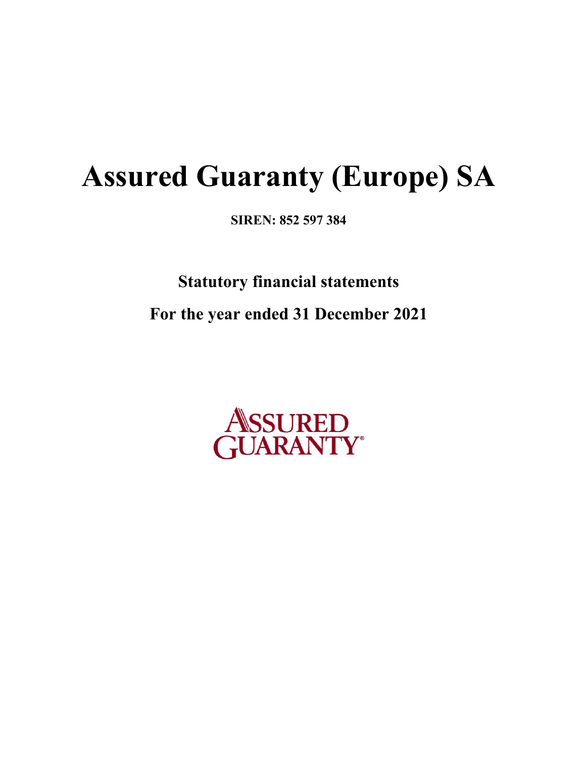# Assured Guaranty (Europe) SA

**SIREN: 852 597 384**

## Statutory financial statements

## For the year ended 31 December 2021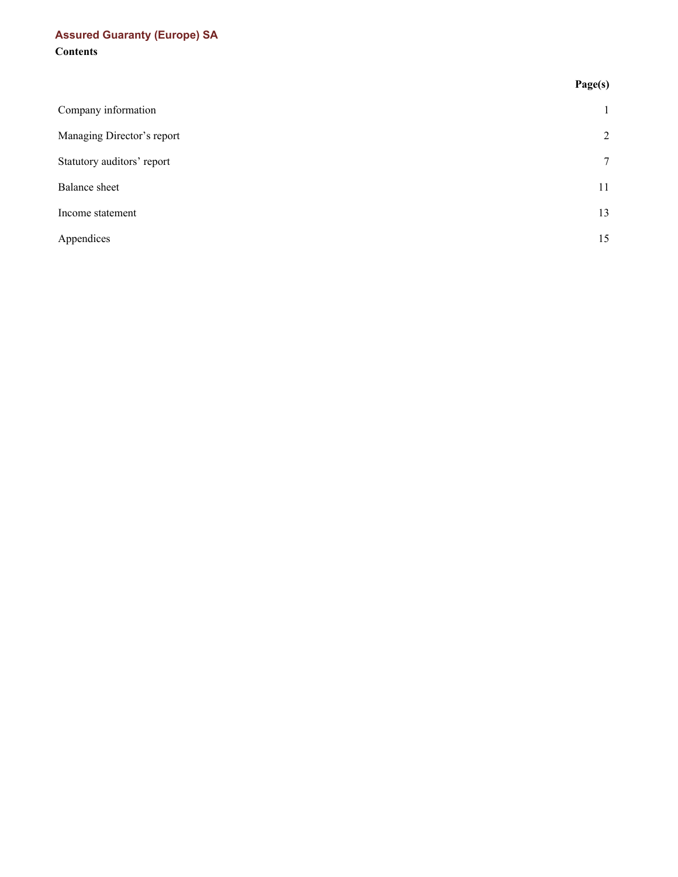**Assured Guaranty (Europe) SA**

**Contents**

| | **Page(s)** |
|---|---|
| Company information | 1 |
| Managing Director's report | 2 |
| Statutory auditors' report | 7 |
| Balance sheet | 11 |
| Income statement | 13 |
| Appendices | 15 |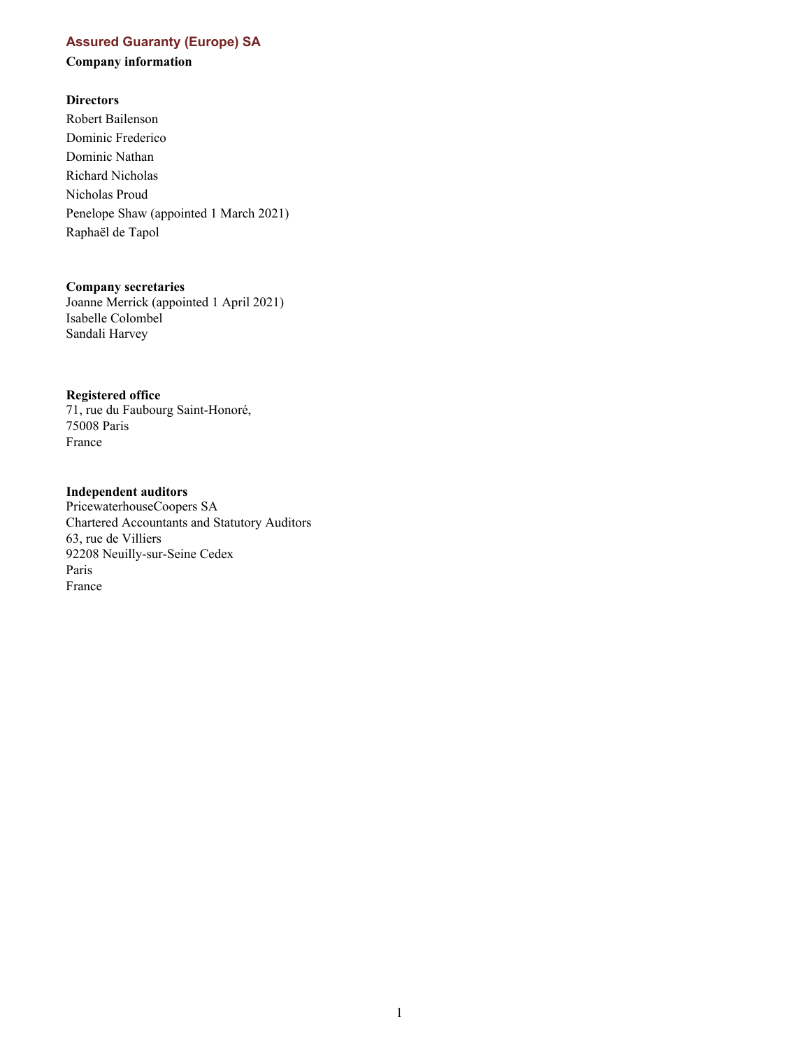# Assured Guaranty (Europe) SA

## Company information

**Directors**

Robert Bailenson

Dominic Frederico

Dominic Nathan

Richard Nicholas

Nicholas Proud

Penelope Shaw (appointed 1 March 2021)

Raphaël de Tapol

**Company secretaries**

Joanne Merrick (appointed 1 April 2021)
Isabelle Colombel
Sandali Harvey

**Registered office**

71, rue du Faubourg Saint-Honoré,
75008 Paris
France

**Independent auditors**

PricewaterhouseCoopers SA
Chartered Accountants and Statutory Auditors
63, rue de Villiers
92208 Neuilly-sur-Seine Cedex
Paris
France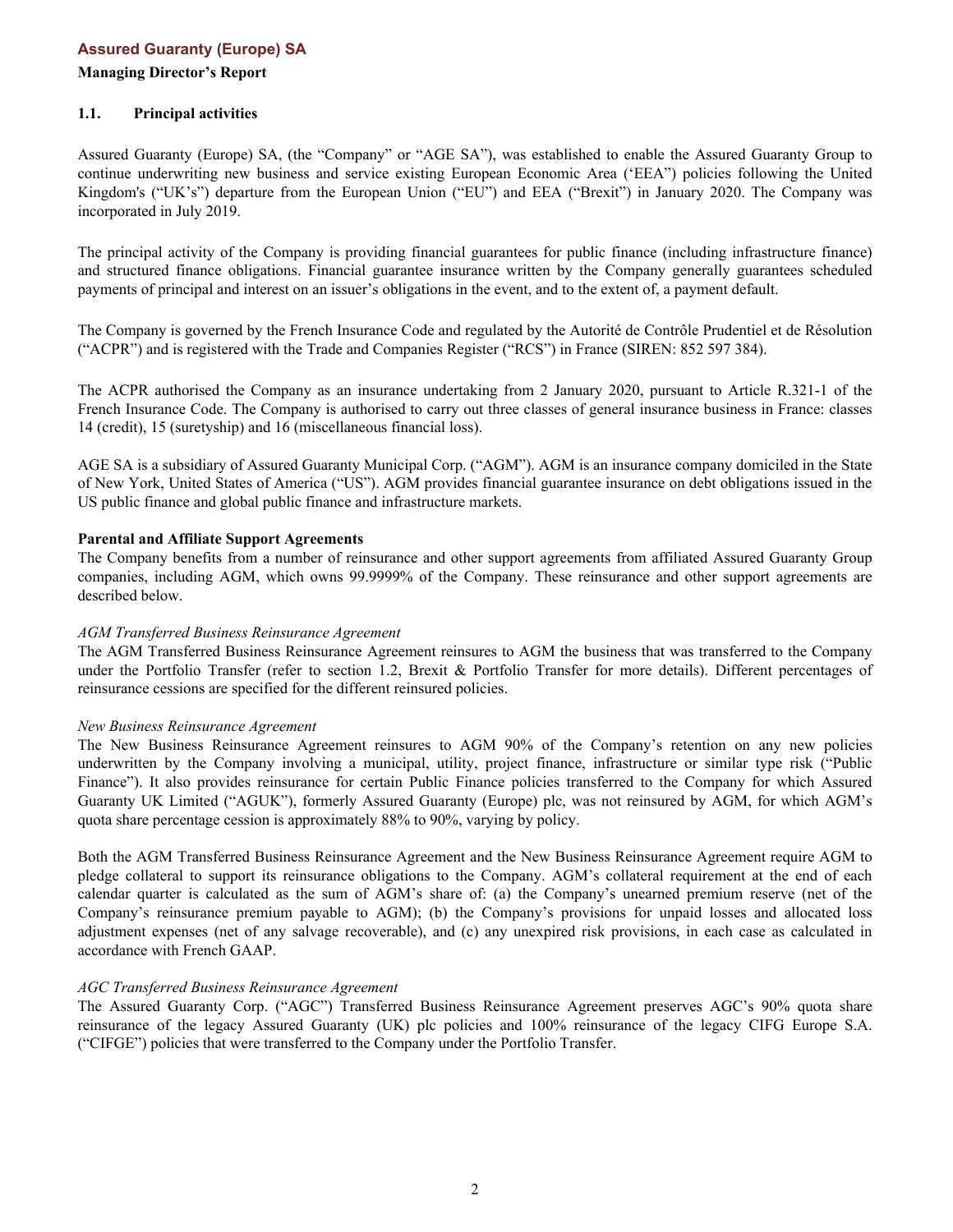**Assured Guaranty (Europe) SA**

**Managing Director's Report**

### 1.1. Principal activities

Assured Guaranty (Europe) SA, (the "Company" or "AGE SA"), was established to enable the Assured Guaranty Group to continue underwriting new business and service existing European Economic Area ('EEA") policies following the United Kingdom's ("UK's") departure from the European Union ("EU") and EEA ("Brexit") in January 2020. The Company was incorporated in July 2019.

The principal activity of the Company is providing financial guarantees for public finance (including infrastructure finance) and structured finance obligations. Financial guarantee insurance written by the Company generally guarantees scheduled payments of principal and interest on an issuer's obligations in the event, and to the extent of, a payment default.

The Company is governed by the French Insurance Code and regulated by the Autorité de Contrôle Prudentiel et de Résolution ("ACPR") and is registered with the Trade and Companies Register ("RCS") in France (SIREN: 852 597 384).

The ACPR authorised the Company as an insurance undertaking from 2 January 2020, pursuant to Article R.321-1 of the French Insurance Code. The Company is authorised to carry out three classes of general insurance business in France: classes 14 (credit), 15 (suretyship) and 16 (miscellaneous financial loss).

AGE SA is a subsidiary of Assured Guaranty Municipal Corp. ("AGM"). AGM is an insurance company domiciled in the State of New York, United States of America ("US"). AGM provides financial guarantee insurance on debt obligations issued in the US public finance and global public finance and infrastructure markets.

**Parental and Affiliate Support Agreements**

The Company benefits from a number of reinsurance and other support agreements from affiliated Assured Guaranty Group companies, including AGM, which owns 99.9999% of the Company. These reinsurance and other support agreements are described below.

*AGM Transferred Business Reinsurance Agreement*

The AGM Transferred Business Reinsurance Agreement reinsures to AGM the business that was transferred to the Company under the Portfolio Transfer (refer to section 1.2, Brexit & Portfolio Transfer for more details). Different percentages of reinsurance cessions are specified for the different reinsured policies.

*New Business Reinsurance Agreement*

The New Business Reinsurance Agreement reinsures to AGM 90% of the Company's retention on any new policies underwritten by the Company involving a municipal, utility, project finance, infrastructure or similar type risk ("Public Finance"). It also provides reinsurance for certain Public Finance policies transferred to the Company for which Assured Guaranty UK Limited ("AGUK"), formerly Assured Guaranty (Europe) plc, was not reinsured by AGM, for which AGM's quota share percentage cession is approximately 88% to 90%, varying by policy.

Both the AGM Transferred Business Reinsurance Agreement and the New Business Reinsurance Agreement require AGM to pledge collateral to support its reinsurance obligations to the Company. AGM's collateral requirement at the end of each calendar quarter is calculated as the sum of AGM's share of: (a) the Company's unearned premium reserve (net of the Company's reinsurance premium payable to AGM); (b) the Company's provisions for unpaid losses and allocated loss adjustment expenses (net of any salvage recoverable), and (c) any unexpired risk provisions, in each case as calculated in accordance with French GAAP.

*AGC Transferred Business Reinsurance Agreement*

The Assured Guaranty Corp. ("AGC") Transferred Business Reinsurance Agreement preserves AGC's 90% quota share reinsurance of the legacy Assured Guaranty (UK) plc policies and 100% reinsurance of the legacy CIFG Europe S.A. ("CIFGE") policies that were transferred to the Company under the Portfolio Transfer.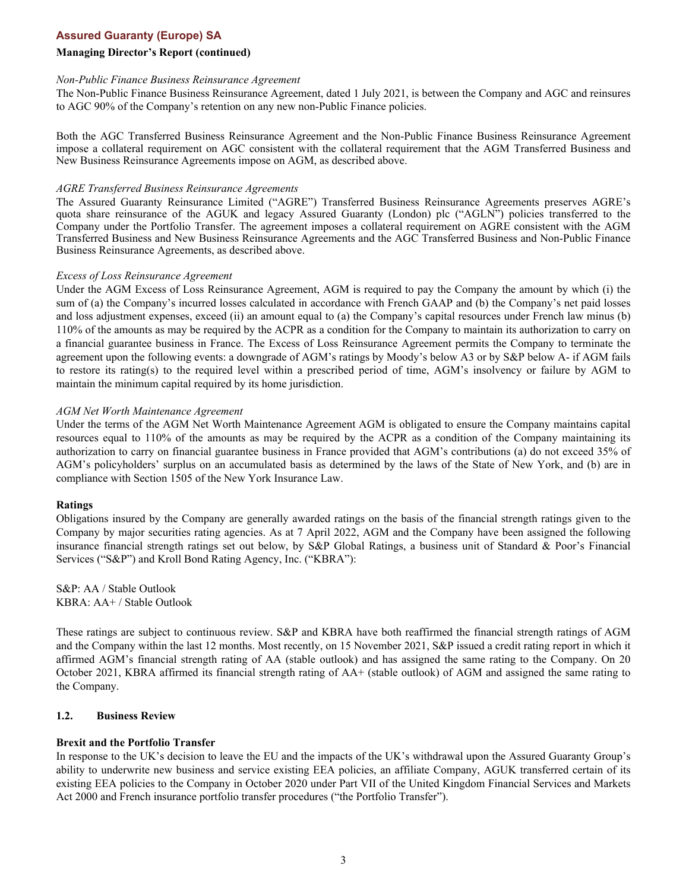# Assured Guaranty (Europe) SA

**Managing Director's Report (continued)**

*Non-Public Finance Business Reinsurance Agreement*
The Non-Public Finance Business Reinsurance Agreement, dated 1 July 2021, is between the Company and AGC and reinsures to AGC 90% of the Company's retention on any new non-Public Finance policies.

Both the AGC Transferred Business Reinsurance Agreement and the Non-Public Finance Business Reinsurance Agreement impose a collateral requirement on AGC consistent with the collateral requirement that the AGM Transferred Business and New Business Reinsurance Agreements impose on AGM, as described above.

*AGRE Transferred Business Reinsurance Agreements*
The Assured Guaranty Reinsurance Limited ("AGRE") Transferred Business Reinsurance Agreements preserves AGRE's quota share reinsurance of the AGUK and legacy Assured Guaranty (London) plc ("AGLN") policies transferred to the Company under the Portfolio Transfer. The agreement imposes a collateral requirement on AGRE consistent with the AGM Transferred Business and New Business Reinsurance Agreements and the AGC Transferred Business and Non-Public Finance Business Reinsurance Agreements, as described above.

*Excess of Loss Reinsurance Agreement*
Under the AGM Excess of Loss Reinsurance Agreement, AGM is required to pay the Company the amount by which (i) the sum of (a) the Company's incurred losses calculated in accordance with French GAAP and (b) the Company's net paid losses and loss adjustment expenses, exceed (ii) an amount equal to (a) the Company's capital resources under French law minus (b) 110% of the amounts as may be required by the ACPR as a condition for the Company to maintain its authorization to carry on a financial guarantee business in France. The Excess of Loss Reinsurance Agreement permits the Company to terminate the agreement upon the following events: a downgrade of AGM's ratings by Moody's below A3 or by S&P below A- if AGM fails to restore its rating(s) to the required level within a prescribed period of time, AGM's insolvency or failure by AGM to maintain the minimum capital required by its home jurisdiction.

*AGM Net Worth Maintenance Agreement*
Under the terms of the AGM Net Worth Maintenance Agreement AGM is obligated to ensure the Company maintains capital resources equal to 110% of the amounts as may be required by the ACPR as a condition of the Company maintaining its authorization to carry on financial guarantee business in France provided that AGM's contributions (a) do not exceed 35% of AGM's policyholders' surplus on an accumulated basis as determined by the laws of the State of New York, and (b) are in compliance with Section 1505 of the New York Insurance Law.

**Ratings**
Obligations insured by the Company are generally awarded ratings on the basis of the financial strength ratings given to the Company by major securities rating agencies. As at 7 April 2022, AGM and the Company have been assigned the following insurance financial strength ratings set out below, by S&P Global Ratings, a business unit of Standard & Poor's Financial Services ("S&P") and Kroll Bond Rating Agency, Inc. ("KBRA"):

S&P: AA / Stable Outlook
KBRA: AA+ / Stable Outlook

These ratings are subject to continuous review. S&P and KBRA have both reaffirmed the financial strength ratings of AGM and the Company within the last 12 months. Most recently, on 15 November 2021, S&P issued a credit rating report in which it affirmed AGM's financial strength rating of AA (stable outlook) and has assigned the same rating to the Company. On 20 October 2021, KBRA affirmed its financial strength rating of AA+ (stable outlook) of AGM and assigned the same rating to the Company.

## 1.2. Business Review

**Brexit and the Portfolio Transfer**
In response to the UK's decision to leave the EU and the impacts of the UK's withdrawal upon the Assured Guaranty Group's ability to underwrite new business and service existing EEA policies, an affiliate Company, AGUK transferred certain of its existing EEA policies to the Company in October 2020 under Part VII of the United Kingdom Financial Services and Markets Act 2000 and French insurance portfolio transfer procedures ("the Portfolio Transfer").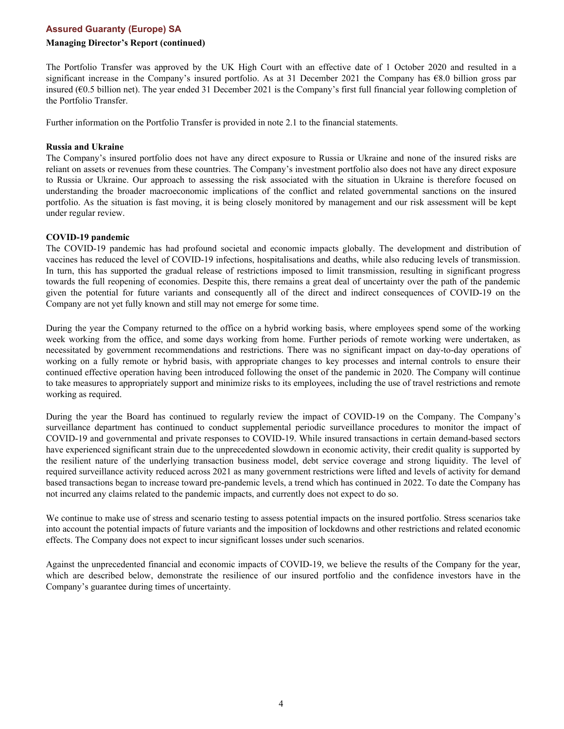The Portfolio Transfer was approved by the UK High Court with an effective date of 1 October 2020 and resulted in a significant increase in the Company's insured portfolio. As at 31 December 2021 the Company has €8.0 billion gross par insured (€0.5 billion net). The year ended 31 December 2021 is the Company's first full financial year following completion of the Portfolio Transfer.

Further information on the Portfolio Transfer is provided in note 2.1 to the financial statements.

**Russia and Ukraine**

The Company's insured portfolio does not have any direct exposure to Russia or Ukraine and none of the insured risks are reliant on assets or revenues from these countries. The Company's investment portfolio also does not have any direct exposure to Russia or Ukraine. Our approach to assessing the risk associated with the situation in Ukraine is therefore focused on understanding the broader macroeconomic implications of the conflict and related governmental sanctions on the insured portfolio. As the situation is fast moving, it is being closely monitored by management and our risk assessment will be kept under regular review.

**COVID-19 pandemic**

The COVID-19 pandemic has had profound societal and economic impacts globally. The development and distribution of vaccines has reduced the level of COVID-19 infections, hospitalisations and deaths, while also reducing levels of transmission. In turn, this has supported the gradual release of restrictions imposed to limit transmission, resulting in significant progress towards the full reopening of economies. Despite this, there remains a great deal of uncertainty over the path of the pandemic given the potential for future variants and consequently all of the direct and indirect consequences of COVID-19 on the Company are not yet fully known and still may not emerge for some time.

During the year the Company returned to the office on a hybrid working basis, where employees spend some of the working week working from the office, and some days working from home. Further periods of remote working were undertaken, as necessitated by government recommendations and restrictions. There was no significant impact on day-to-day operations of working on a fully remote or hybrid basis, with appropriate changes to key processes and internal controls to ensure their continued effective operation having been introduced following the onset of the pandemic in 2020. The Company will continue to take measures to appropriately support and minimize risks to its employees, including the use of travel restrictions and remote working as required.

During the year the Board has continued to regularly review the impact of COVID-19 on the Company. The Company's surveillance department has continued to conduct supplemental periodic surveillance procedures to monitor the impact of COVID-19 and governmental and private responses to COVID-19. While insured transactions in certain demand-based sectors have experienced significant strain due to the unprecedented slowdown in economic activity, their credit quality is supported by the resilient nature of the underlying transaction business model, debt service coverage and strong liquidity. The level of required surveillance activity reduced across 2021 as many government restrictions were lifted and levels of activity for demand based transactions began to increase toward pre-pandemic levels, a trend which has continued in 2022. To date the Company has not incurred any claims related to the pandemic impacts, and currently does not expect to do so.

We continue to make use of stress and scenario testing to assess potential impacts on the insured portfolio. Stress scenarios take into account the potential impacts of future variants and the imposition of lockdowns and other restrictions and related economic effects. The Company does not expect to incur significant losses under such scenarios.

Against the unprecedented financial and economic impacts of COVID-19, we believe the results of the Company for the year, which are described below, demonstrate the resilience of our insured portfolio and the confidence investors have in the Company's guarantee during times of uncertainty.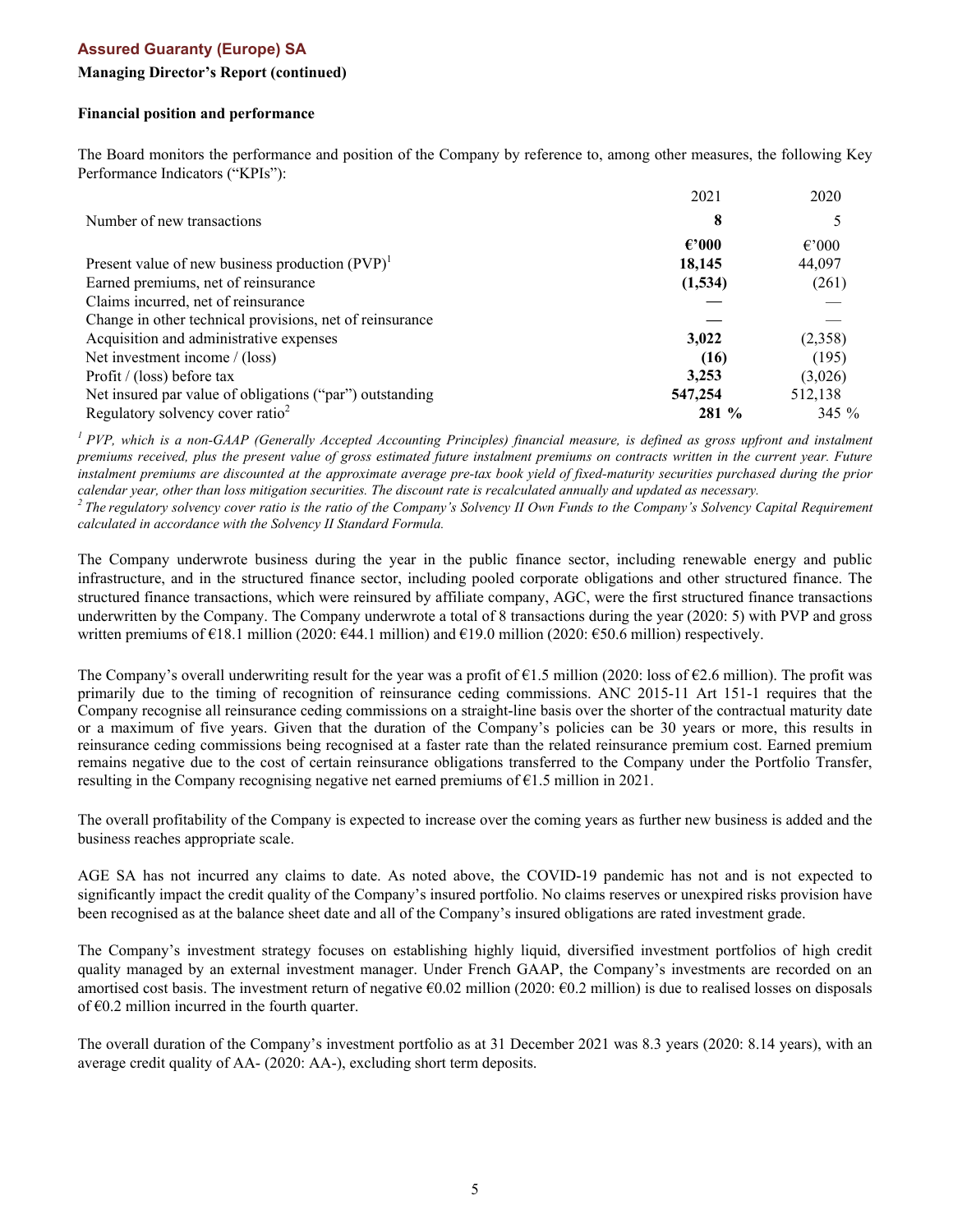**Assured Guaranty (Europe) SA**

**Managing Director's Report (continued)**

**Financial position and performance**

The Board monitors the performance and position of the Company by reference to, among other measures, the following Key Performance Indicators ("KPIs"):

| | 2021 | 2020 |
|---|---|---|
| Number of new transactions | **8** | 5 |
| | **€'000** | €'000 |
| Present value of new business production (PVP)[1] | **18,145** | 44,097 |
| Earned premiums, net of reinsurance | **(1,534)** | (261) |
| Claims incurred, net of reinsurance | **—** | — |
| Change in other technical provisions, net of reinsurance | **—** | — |
| Acquisition and administrative expenses | **3,022** | (2,358) |
| Net investment income / (loss) | **(16)** | (195) |
| Profit / (loss) before tax | **3,253** | (3,026) |
| Net insured par value of obligations ("par") outstanding | **547,254** | 512,138 |
| Regulatory solvency cover ratio[2] | **281 %** | 345 % |

*[1] PVP, which is a non-GAAP (Generally Accepted Accounting Principles) financial measure, is defined as gross upfront and instalment premiums received, plus the present value of gross estimated future instalment premiums on contracts written in the current year. Future instalment premiums are discounted at the approximate average pre-tax book yield of fixed-maturity securities purchased during the prior calendar year, other than loss mitigation securities. The discount rate is recalculated annually and updated as necessary.*

*[2] The regulatory solvency cover ratio is the ratio of the Company's Solvency II Own Funds to the Company's Solvency Capital Requirement calculated in accordance with the Solvency II Standard Formula.*

The Company underwrote business during the year in the public finance sector, including renewable energy and public infrastructure, and in the structured finance sector, including pooled corporate obligations and other structured finance. The structured finance transactions, which were reinsured by affiliate company, AGC, were the first structured finance transactions underwritten by the Company. The Company underwrote a total of 8 transactions during the year (2020: 5) with PVP and gross written premiums of €18.1 million (2020: €44.1 million) and €19.0 million (2020: €50.6 million) respectively.

The Company's overall underwriting result for the year was a profit of €1.5 million (2020: loss of €2.6 million). The profit was primarily due to the timing of recognition of reinsurance ceding commissions. ANC 2015-11 Art 151-1 requires that the Company recognise all reinsurance ceding commissions on a straight-line basis over the shorter of the contractual maturity date or a maximum of five years. Given that the duration of the Company's policies can be 30 years or more, this results in reinsurance ceding commissions being recognised at a faster rate than the related reinsurance premium cost. Earned premium remains negative due to the cost of certain reinsurance obligations transferred to the Company under the Portfolio Transfer, resulting in the Company recognising negative net earned premiums of €1.5 million in 2021.

The overall profitability of the Company is expected to increase over the coming years as further new business is added and the business reaches appropriate scale.

AGE SA has not incurred any claims to date. As noted above, the COVID-19 pandemic has not and is not expected to significantly impact the credit quality of the Company's insured portfolio. No claims reserves or unexpired risks provision have been recognised as at the balance sheet date and all of the Company's insured obligations are rated investment grade.

The Company's investment strategy focuses on establishing highly liquid, diversified investment portfolios of high credit quality managed by an external investment manager. Under French GAAP, the Company's investments are recorded on an amortised cost basis. The investment return of negative €0.02 million (2020: €0.2 million) is due to realised losses on disposals of €0.2 million incurred in the fourth quarter.

The overall duration of the Company's investment portfolio as at 31 December 2021 was 8.3 years (2020: 8.14 years), with an average credit quality of AA- (2020: AA-), excluding short term deposits.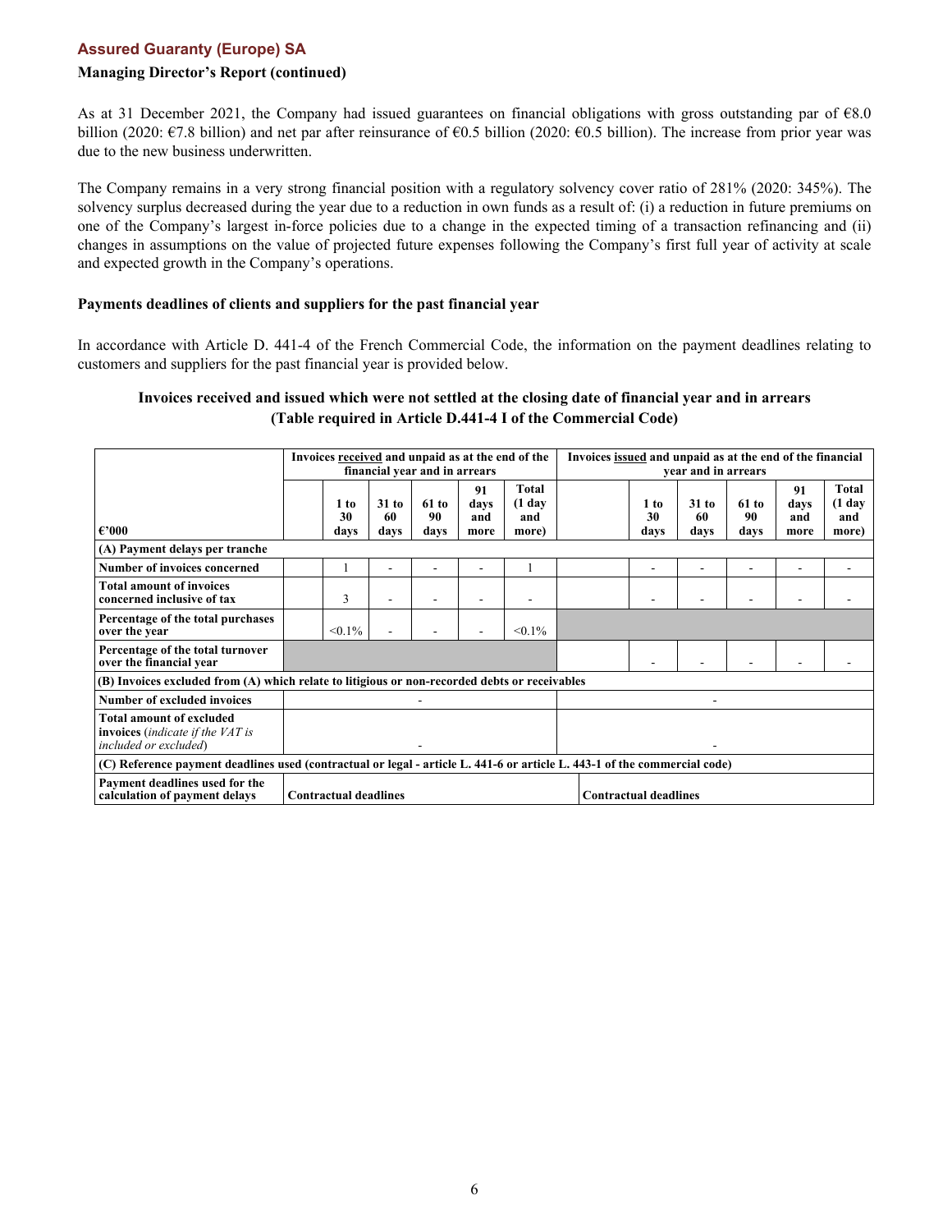## Managing Director's Report (continued)

As at 31 December 2021, the Company had issued guarantees on financial obligations with gross outstanding par of €8.0 billion (2020: €7.8 billion) and net par after reinsurance of €0.5 billion (2020: €0.5 billion). The increase from prior year was due to the new business underwritten.

The Company remains in a very strong financial position with a regulatory solvency cover ratio of 281% (2020: 345%). The solvency surplus decreased during the year due to a reduction in own funds as a result of: (i) a reduction in future premiums on one of the Company's largest in-force policies due to a change in the expected timing of a transaction refinancing and (ii) changes in assumptions on the value of projected future expenses following the Company's first full year of activity at scale and expected growth in the Company's operations.

### Payments deadlines of clients and suppliers for the past financial year

In accordance with Article D. 441-4 of the French Commercial Code, the information on the payment deadlines relating to customers and suppliers for the past financial year is provided below.

**Invoices received and issued which were not settled at the closing date of financial year and in arrears (Table required in Article D.441-4 I of the Commercial Code)**

| €'000 | Invoices received and unpaid as at the end of the financial year and in arrears | | | | | | Invoices issued and unpaid as at the end of the financial year and in arrears | | | | | |
|---|---|---|---|---|---|---|---|---|---|---|---|---|
| | | 1 to 30 days | 31 to 60 days | 61 to 90 days | 91 days and more | Total (1 day and more) | | 1 to 30 days | 31 to 60 days | 61 to 90 days | 91 days and more | Total (1 day and more) |
| **(A) Payment delays per tranche** | | | | | | | | | | | | |
| **Number of invoices concerned** | | 1 | - | - | - | 1 | | - | - | - | - | - |
| **Total amount of invoices concerned inclusive of tax** | | 3 | - | - | - | - | | - | - | - | - | - |
| **Percentage of the total purchases over the year** | | <0.1% | - | - | - | <0.1% | | | | | | |
| **Percentage of the total turnover over the financial year** | | | | | | | | - | - | - | - | - |
| **(B) Invoices excluded from (A) which relate to litigious or non-recorded debts or receivables** | | | | | | | | | | | | |
| **Number of excluded invoices** | - | | | | | | - | | | | | |
| **Total amount of excluded invoices** (*indicate if the VAT is included or excluded*) | - | | | | | | - | | | | | |
| **(C) Reference payment deadlines used (contractual or legal - article L. 441-6 or article L. 443-1 of the commercial code)** | | | | | | | | | | | | |
| **Payment deadlines used for the calculation of payment delays** | **Contractual deadlines** | | | | | | **Contractual deadlines** | | | | | |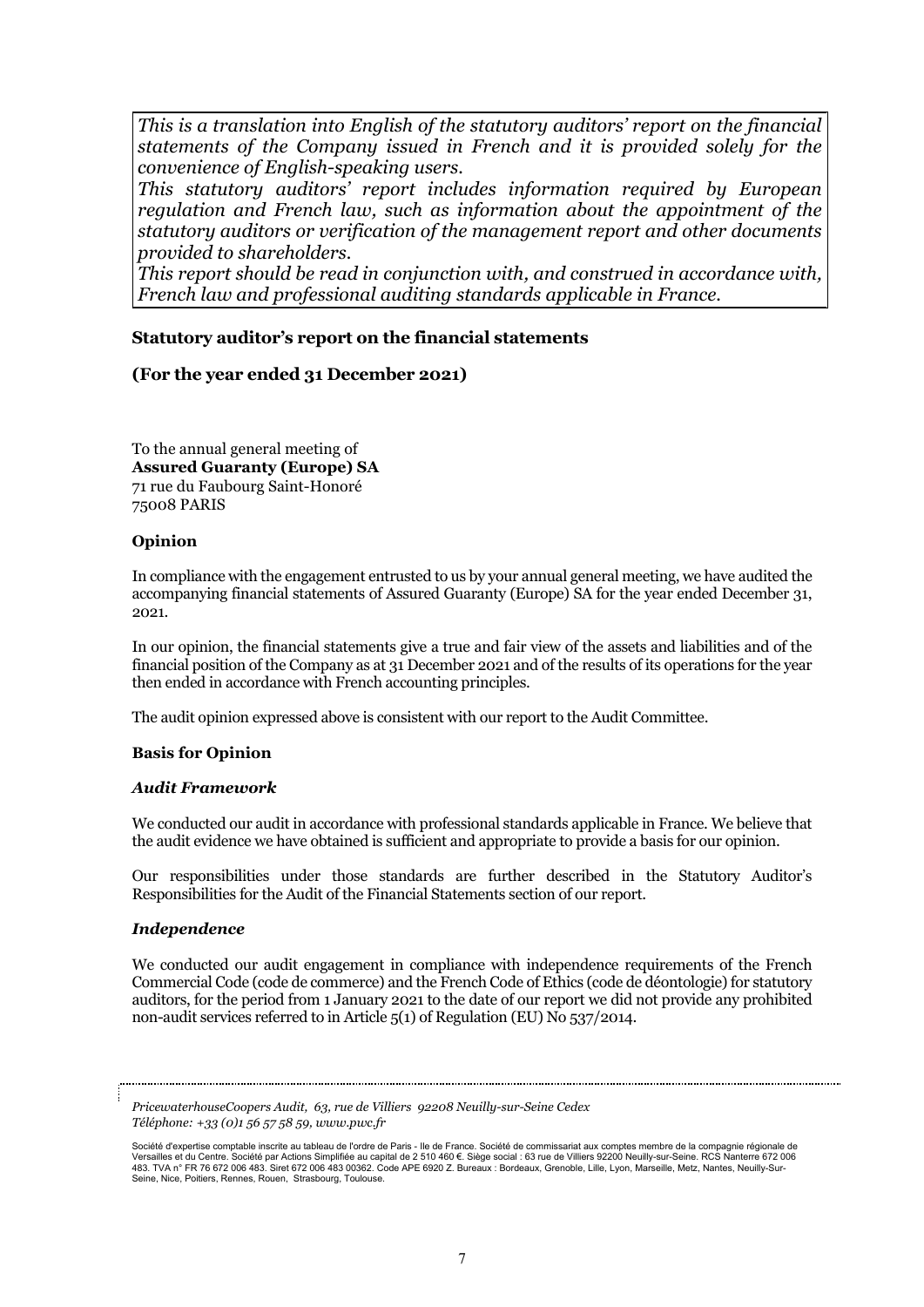*This is a translation into English of the statutory auditors' report on the financial statements of the Company issued in French and it is provided solely for the convenience of English-speaking users.*
*This statutory auditors' report includes information required by European regulation and French law, such as information about the appointment of the statutory auditors or verification of the management report and other documents provided to shareholders.*
*This report should be read in conjunction with, and construed in accordance with, French law and professional auditing standards applicable in France.*

**Statutory auditor's report on the financial statements**

**(For the year ended 31 December 2021)**

To the annual general meeting of
**Assured Guaranty (Europe) SA**
71 rue du Faubourg Saint-Honoré
75008 PARIS

**Opinion**

In compliance with the engagement entrusted to us by your annual general meeting, we have audited the accompanying financial statements of Assured Guaranty (Europe) SA for the year ended December 31, 2021.

In our opinion, the financial statements give a true and fair view of the assets and liabilities and of the financial position of the Company as at 31 December 2021 and of the results of its operations for the year then ended in accordance with French accounting principles.

The audit opinion expressed above is consistent with our report to the Audit Committee.

**Basis for Opinion**

***Audit Framework***

We conducted our audit in accordance with professional standards applicable in France. We believe that the audit evidence we have obtained is sufficient and appropriate to provide a basis for our opinion.

Our responsibilities under those standards are further described in the Statutory Auditor's Responsibilities for the Audit of the Financial Statements section of our report.

***Independence***

We conducted our audit engagement in compliance with independence requirements of the French Commercial Code (code de commerce) and the French Code of Ethics (code de déontologie) for statutory auditors, for the period from 1 January 2021 to the date of our report we did not provide any prohibited non-audit services referred to in Article 5(1) of Regulation (EU) No 537/2014.

*PricewaterhouseCoopers Audit, 63, rue de Villiers 92208 Neuilly-sur-Seine Cedex*
*Téléphone: +33 (0)1 56 57 58 59, www.pwc.fr*

Société d'expertise comptable inscrite au tableau de l'ordre de Paris - Ile de France. Société de commissariat aux comptes membre de la compagnie régionale de Versailles et du Centre. Société par Actions Simplifiée au capital de 2 510 460 €. Siège social : 63 rue de Villiers 92200 Neuilly-sur-Seine. RCS Nanterre 672 006 483. TVA n° FR 76 672 006 483. Siret 672 006 483 00362. Code APE 6920 Z. Bureaux : Bordeaux, Grenoble, Lille, Lyon, Marseille, Metz, Nantes, Neuilly-Sur-Seine, Nice, Poitiers, Rennes, Rouen, Strasbourg, Toulouse.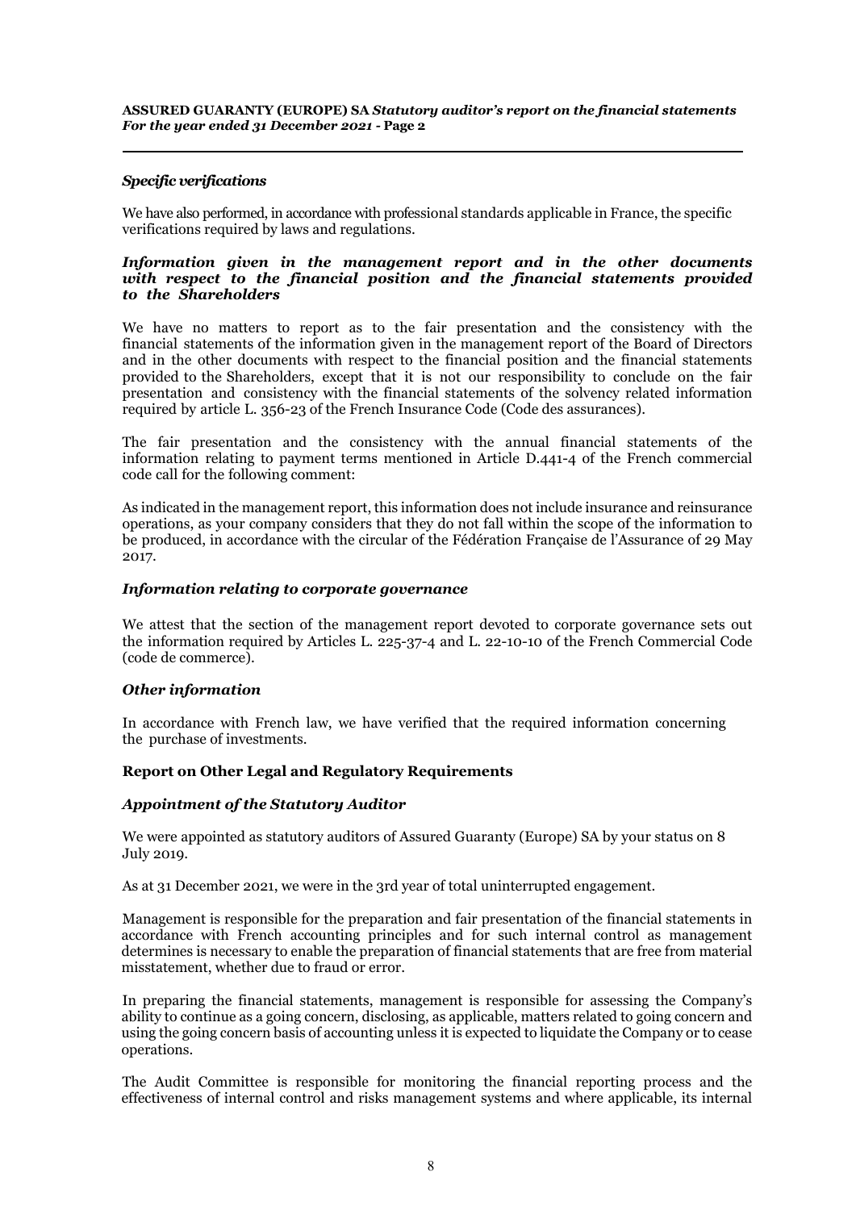### *Specific verifications*

We have also performed, in accordance with professional standards applicable in France, the specific verifications required by laws and regulations.

#### ***Information given in the management report and in the other documents with respect to the financial position and the financial statements provided to the Shareholders***

We have no matters to report as to the fair presentation and the consistency with the financial statements of the information given in the management report of the Board of Directors and in the other documents with respect to the financial position and the financial statements provided to the Shareholders, except that it is not our responsibility to conclude on the fair presentation and consistency with the financial statements of the solvency related information required by article L. 356-23 of the French Insurance Code (Code des assurances).

The fair presentation and the consistency with the annual financial statements of the information relating to payment terms mentioned in Article D.441-4 of the French commercial code call for the following comment:

As indicated in the management report, this information does not include insurance and reinsurance operations, as your company considers that they do not fall within the scope of the information to be produced, in accordance with the circular of the Fédération Française de l'Assurance of 29 May 2017.

#### ***Information relating to corporate governance***

We attest that the section of the management report devoted to corporate governance sets out the information required by Articles L. 225-37-4 and L. 22-10-10 of the French Commercial Code (code de commerce).

#### ***Other information***

In accordance with French law, we have verified that the required information concerning the purchase of investments.

### **Report on Other Legal and Regulatory Requirements**

#### ***Appointment of the Statutory Auditor***

We were appointed as statutory auditors of Assured Guaranty (Europe) SA by your status on 8 July 2019.

As at 31 December 2021, we were in the 3rd year of total uninterrupted engagement.

Management is responsible for the preparation and fair presentation of the financial statements in accordance with French accounting principles and for such internal control as management determines is necessary to enable the preparation of financial statements that are free from material misstatement, whether due to fraud or error.

In preparing the financial statements, management is responsible for assessing the Company's ability to continue as a going concern, disclosing, as applicable, matters related to going concern and using the going concern basis of accounting unless it is expected to liquidate the Company or to cease operations.

The Audit Committee is responsible for monitoring the financial reporting process and the effectiveness of internal control and risks management systems and where applicable, its internal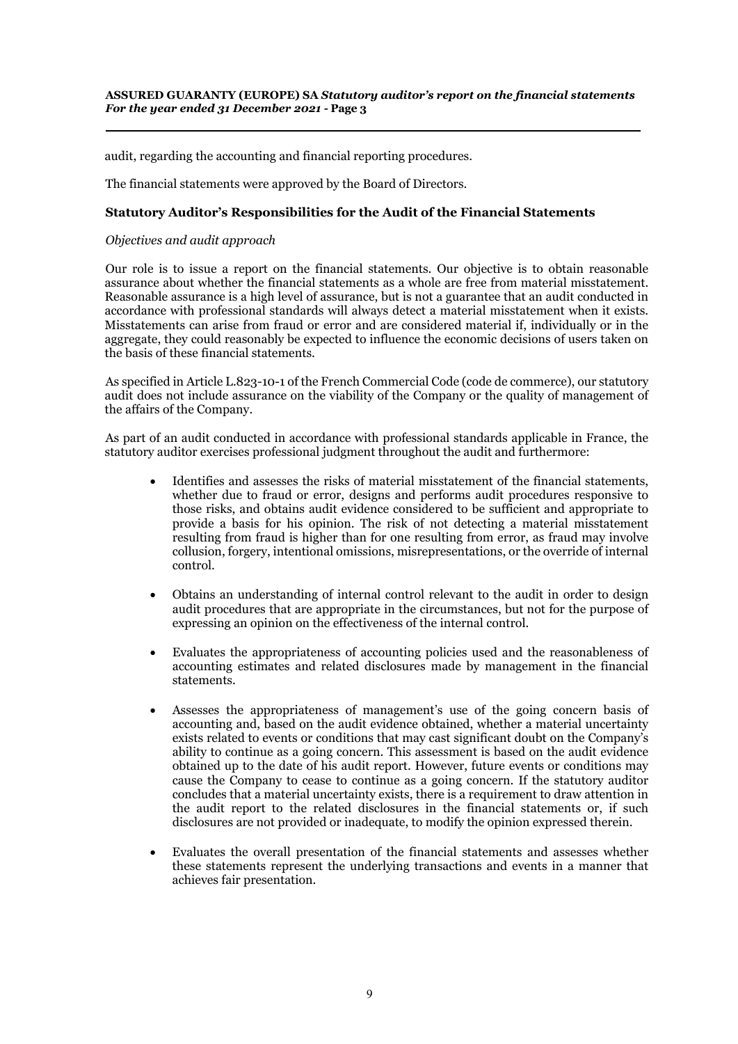audit, regarding the accounting and financial reporting procedures.

The financial statements were approved by the Board of Directors.

## Statutory Auditor's Responsibilities for the Audit of the Financial Statements

*Objectives and audit approach*

Our role is to issue a report on the financial statements. Our objective is to obtain reasonable assurance about whether the financial statements as a whole are free from material misstatement. Reasonable assurance is a high level of assurance, but is not a guarantee that an audit conducted in accordance with professional standards will always detect a material misstatement when it exists. Misstatements can arise from fraud or error and are considered material if, individually or in the aggregate, they could reasonably be expected to influence the economic decisions of users taken on the basis of these financial statements.

As specified in Article L.823-10-1 of the French Commercial Code (code de commerce), our statutory audit does not include assurance on the viability of the Company or the quality of management of the affairs of the Company.

As part of an audit conducted in accordance with professional standards applicable in France, the statutory auditor exercises professional judgment throughout the audit and furthermore:

- Identifies and assesses the risks of material misstatement of the financial statements, whether due to fraud or error, designs and performs audit procedures responsive to those risks, and obtains audit evidence considered to be sufficient and appropriate to provide a basis for his opinion. The risk of not detecting a material misstatement resulting from fraud is higher than for one resulting from error, as fraud may involve collusion, forgery, intentional omissions, misrepresentations, or the override of internal control.

- Obtains an understanding of internal control relevant to the audit in order to design audit procedures that are appropriate in the circumstances, but not for the purpose of expressing an opinion on the effectiveness of the internal control.

- Evaluates the appropriateness of accounting policies used and the reasonableness of accounting estimates and related disclosures made by management in the financial statements.

- Assesses the appropriateness of management's use of the going concern basis of accounting and, based on the audit evidence obtained, whether a material uncertainty exists related to events or conditions that may cast significant doubt on the Company's ability to continue as a going concern. This assessment is based on the audit evidence obtained up to the date of his audit report. However, future events or conditions may cause the Company to cease to continue as a going concern. If the statutory auditor concludes that a material uncertainty exists, there is a requirement to draw attention in the audit report to the related disclosures in the financial statements or, if such disclosures are not provided or inadequate, to modify the opinion expressed therein.

- Evaluates the overall presentation of the financial statements and assesses whether these statements represent the underlying transactions and events in a manner that achieves fair presentation.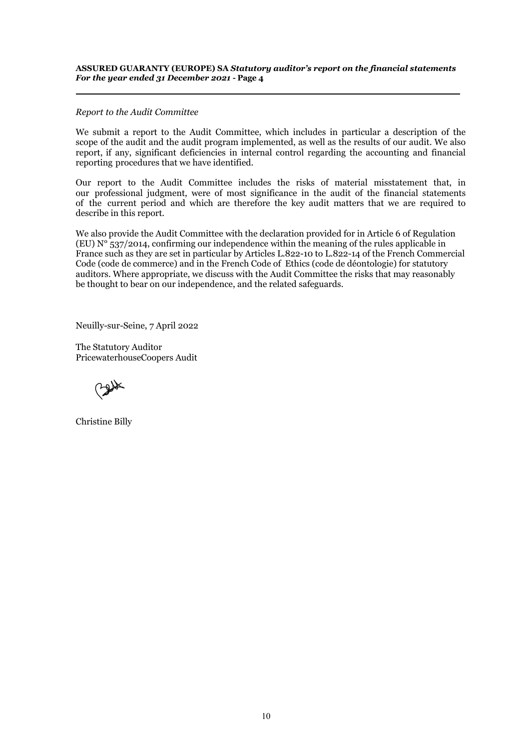*Report to the Audit Committee*

We submit a report to the Audit Committee, which includes in particular a description of the scope of the audit and the audit program implemented, as well as the results of our audit. We also report, if any, significant deficiencies in internal control regarding the accounting and financial reporting procedures that we have identified.

Our report to the Audit Committee includes the risks of material misstatement that, in our professional judgment, were of most significance in the audit of the financial statements of the current period and which are therefore the key audit matters that we are required to describe in this report.

We also provide the Audit Committee with the declaration provided for in Article 6 of Regulation (EU) N° 537/2014, confirming our independence within the meaning of the rules applicable in France such as they are set in particular by Articles L.822-10 to L.822-14 of the French Commercial Code (code de commerce) and in the French Code of Ethics (code de déontologie) for statutory auditors. Where appropriate, we discuss with the Audit Committee the risks that may reasonably be thought to bear on our independence, and the related safeguards.

Neuilly-sur-Seine, 7 April 2022

The Statutory Auditor
PricewaterhouseCoopers Audit

Christine Billy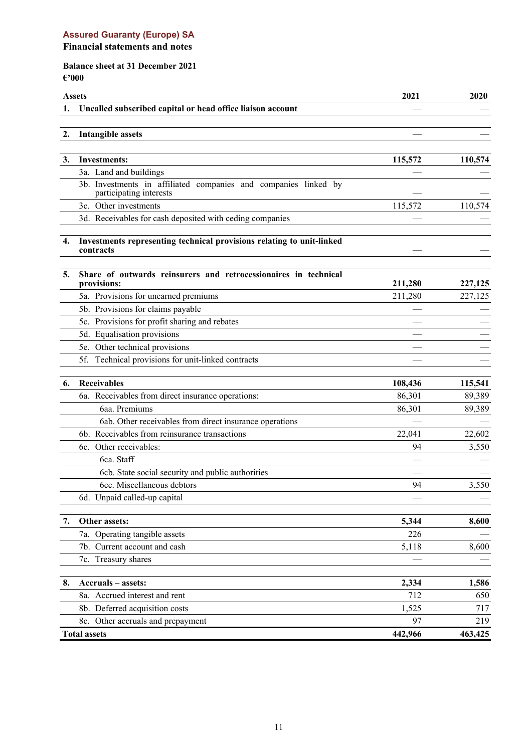**Assured Guaranty (Europe) SA**

**Financial statements and notes**

**Balance sheet at 31 December 2021**

**€'000**

| **Assets** | **2021** | **2020** |
|---|---|---|
| **1. Uncalled subscribed capital or head office liaison account** | — | — |
| | | |
| **2. Intangible assets** | — | — |
| | | |
| **3. Investments:** | **115,572** | **110,574** |
| 3a. Land and buildings | — | — |
| 3b. Investments in affiliated companies and companies linked by participating interests | — | — |
| 3c. Other investments | 115,572 | 110,574 |
| 3d. Receivables for cash deposited with ceding companies | — | — |
| | | |
| **4. Investments representing technical provisions relating to unit-linked contracts** | — | — |
| | | |
| **5. Share of outwards reinsurers and retrocessionaires in technical provisions:** | **211,280** | **227,125** |
| 5a. Provisions for unearned premiums | 211,280 | 227,125 |
| 5b. Provisions for claims payable | — | — |
| 5c. Provisions for profit sharing and rebates | — | — |
| 5d. Equalisation provisions | — | — |
| 5e. Other technical provisions | — | — |
| 5f. Technical provisions for unit-linked contracts | — | — |
| | | |
| **6. Receivables** | **108,436** | **115,541** |
| 6a. Receivables from direct insurance operations: | 86,301 | 89,389 |
| 6aa. Premiums | 86,301 | 89,389 |
| 6ab. Other receivables from direct insurance operations | — | — |
| 6b. Receivables from reinsurance transactions | 22,041 | 22,602 |
| 6c. Other receivables: | 94 | 3,550 |
| 6ca. Staff | — | — |
| 6cb. State social security and public authorities | — | — |
| 6cc. Miscellaneous debtors | 94 | 3,550 |
| 6d. Unpaid called-up capital | — | — |
| | | |
| **7. Other assets:** | **5,344** | **8,600** |
| 7a. Operating tangible assets | 226 | — |
| 7b. Current account and cash | 5,118 | 8,600 |
| 7c. Treasury shares | — | — |
| | | |
| **8. Accruals – assets:** | **2,334** | **1,586** |
| 8a. Accrued interest and rent | 712 | 650 |
| 8b. Deferred acquisition costs | 1,525 | 717 |
| 8c. Other accruals and prepayment | 97 | 219 |
| **Total assets** | **442,966** | **463,425** |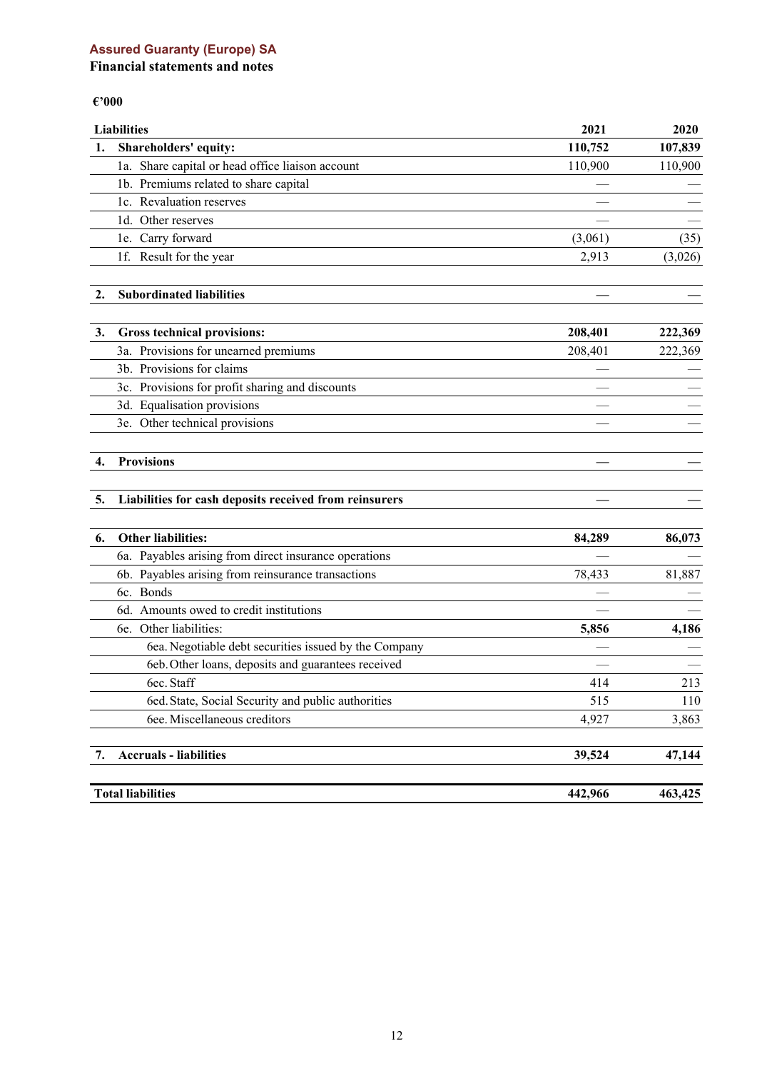**Assured Guaranty (Europe) SA**

**Financial statements and notes**

**€'000**

| **Liabilities** | **2021** | **2020** |
|---|---|---|
| **1. Shareholders' equity:** | **110,752** | **107,839** |
| 1a. Share capital or head office liaison account | 110,900 | 110,900 |
| 1b. Premiums related to share capital | — | — |
| 1c. Revaluation reserves | — | — |
| 1d. Other reserves | — | — |
| 1e. Carry forward | (3,061) | (35) |
| 1f. Result for the year | 2,913 | (3,026) |
| | | |
| **2. Subordinated liabilities** | **—** | **—** |
| | | |
| **3. Gross technical provisions:** | **208,401** | **222,369** |
| 3a. Provisions for unearned premiums | 208,401 | 222,369 |
| 3b. Provisions for claims | — | — |
| 3c. Provisions for profit sharing and discounts | — | — |
| 3d. Equalisation provisions | — | — |
| 3e. Other technical provisions | — | — |
| | | |
| **4. Provisions** | **—** | **—** |
| | | |
| **5. Liabilities for cash deposits received from reinsurers** | **—** | **—** |
| | | |
| **6. Other liabilities:** | **84,289** | **86,073** |
| 6a. Payables arising from direct insurance operations | — | — |
| 6b. Payables arising from reinsurance transactions | 78,433 | 81,887 |
| 6c. Bonds | — | — |
| 6d. Amounts owed to credit institutions | — | — |
| 6e. Other liabilities: | **5,856** | **4,186** |
| 6ea. Negotiable debt securities issued by the Company | — | — |
| 6eb. Other loans, deposits and guarantees received | — | — |
| 6ec. Staff | 414 | 213 |
| 6ed. State, Social Security and public authorities | 515 | 110 |
| 6ee. Miscellaneous creditors | 4,927 | 3,863 |
| | | |
| **7. Accruals - liabilities** | **39,524** | **47,144** |
| | | |
| **Total liabilities** | **442,966** | **463,425** |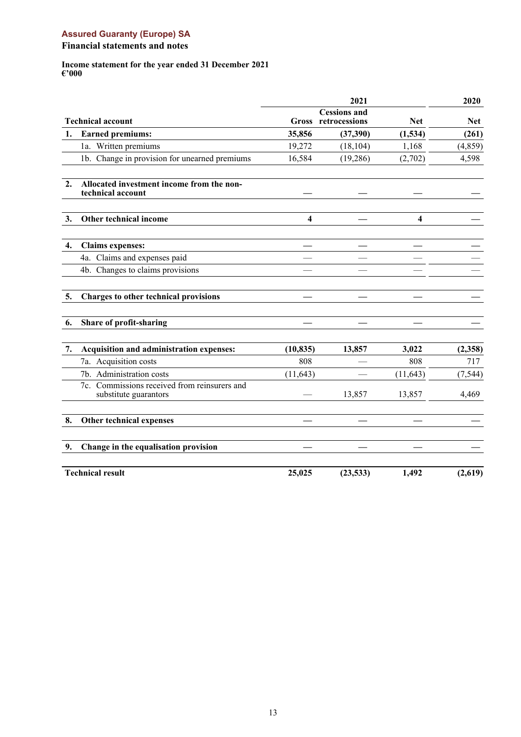**Assured Guaranty (Europe) SA**

**Financial statements and notes**

**Income statement for the year ended 31 December 2021**
**€'000**

| | | 2021 | | 2020 |
|---|---|---|---|---|
| **Technical account** | **Gross** | **Cessions and retrocessions** | **Net** | **Net** |
| **1. Earned premiums:** | **35,856** | **(37,390)** | **(1,534)** | **(261)** |
| 1a. Written premiums | 19,272 | (18,104) | 1,168 | (4,859) |
| 1b. Change in provision for unearned premiums | 16,584 | (19,286) | (2,702) | 4,598 |
| **2. Allocated investment income from the non-technical account** | — | — | — | — |
| **3. Other technical income** | **4** | — | **4** | — |
| **4. Claims expenses:** | — | — | — | — |
| 4a. Claims and expenses paid | — | — | — | — |
| 4b. Changes to claims provisions | — | — | — | — |
| **5. Charges to other technical provisions** | — | — | — | — |
| **6. Share of profit-sharing** | — | — | — | — |
| **7. Acquisition and administration expenses:** | **(10,835)** | **13,857** | **3,022** | **(2,358)** |
| 7a. Acquisition costs | 808 | — | 808 | 717 |
| 7b. Administration costs | (11,643) | — | (11,643) | (7,544) |
| 7c. Commissions received from reinsurers and substitute guarantors | — | 13,857 | 13,857 | 4,469 |
| **8. Other technical expenses** | — | — | — | — |
| **9. Change in the equalisation provision** | — | — | — | — |
| **Technical result** | **25,025** | **(23,533)** | **1,492** | **(2,619)** |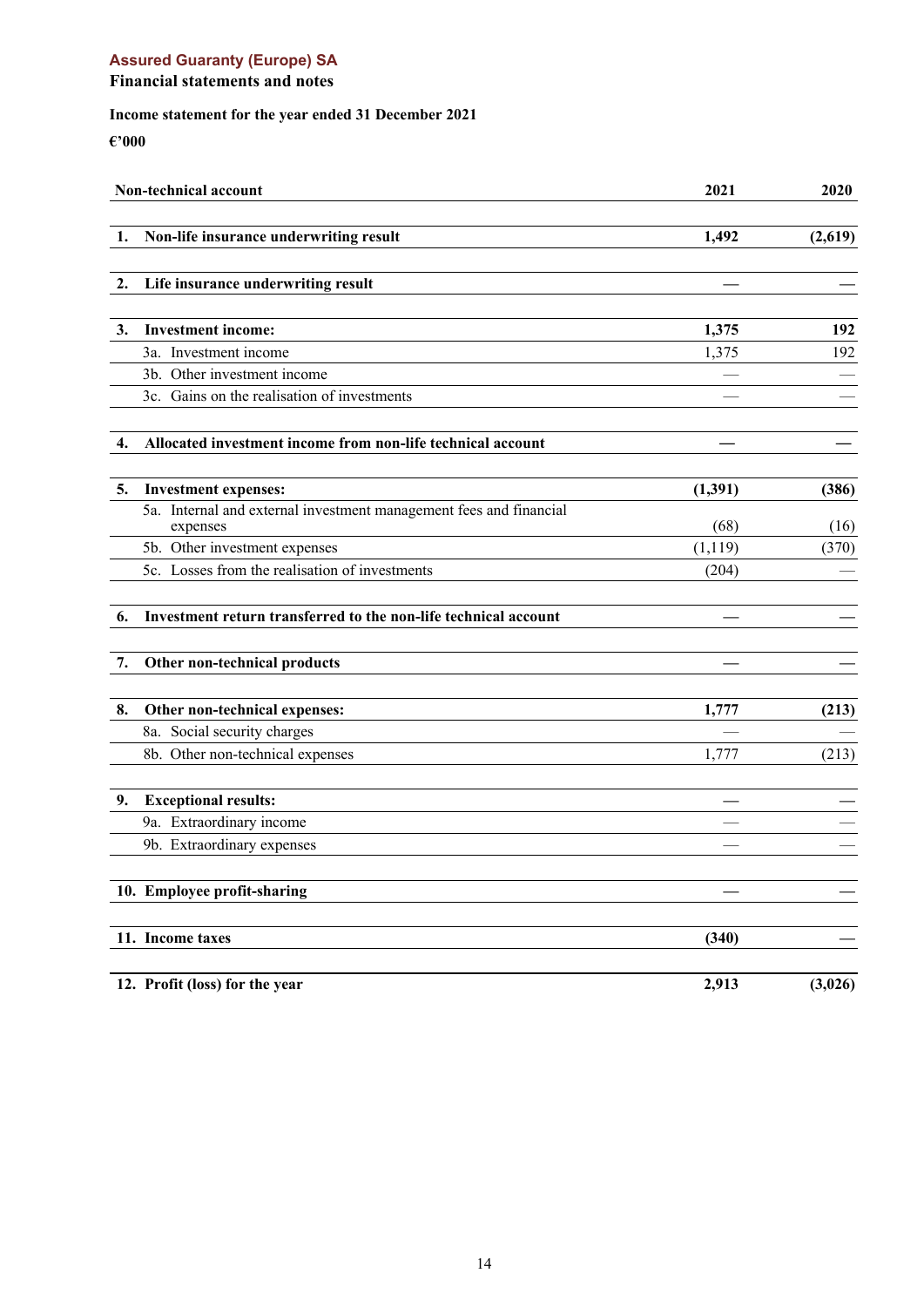**Assured Guaranty (Europe) SA**
**Financial statements and notes**

**Income statement for the year ended 31 December 2021**

**€'000**

| **Non-technical account** | **2021** | **2020** |
|---|---|---|
| **1. Non-life insurance underwriting result** | **1,492** | **(2,619)** |
| **2. Life insurance underwriting result** | **—** | **—** |
| **3. Investment income:** | **1,375** | **192** |
| 3a. Investment income | 1,375 | 192 |
| 3b. Other investment income | — | — |
| 3c. Gains on the realisation of investments | — | — |
| **4. Allocated investment income from non-life technical account** | **—** | **—** |
| **5. Investment expenses:** | **(1,391)** | **(386)** |
| 5a. Internal and external investment management fees and financial expenses | (68) | (16) |
| 5b. Other investment expenses | (1,119) | (370) |
| 5c. Losses from the realisation of investments | (204) | — |
| **6. Investment return transferred to the non-life technical account** | **—** | **—** |
| **7. Other non-technical products** | **—** | **—** |
| **8. Other non-technical expenses:** | **1,777** | **(213)** |
| 8a. Social security charges | — | — |
| 8b. Other non-technical expenses | 1,777 | (213) |
| **9. Exceptional results:** | **—** | **—** |
| 9a. Extraordinary income | — | — |
| 9b. Extraordinary expenses | — | — |
| **10. Employee profit-sharing** | **—** | **—** |
| **11. Income taxes** | **(340)** | **—** |
| **12. Profit (loss) for the year** | **2,913** | **(3,026)** |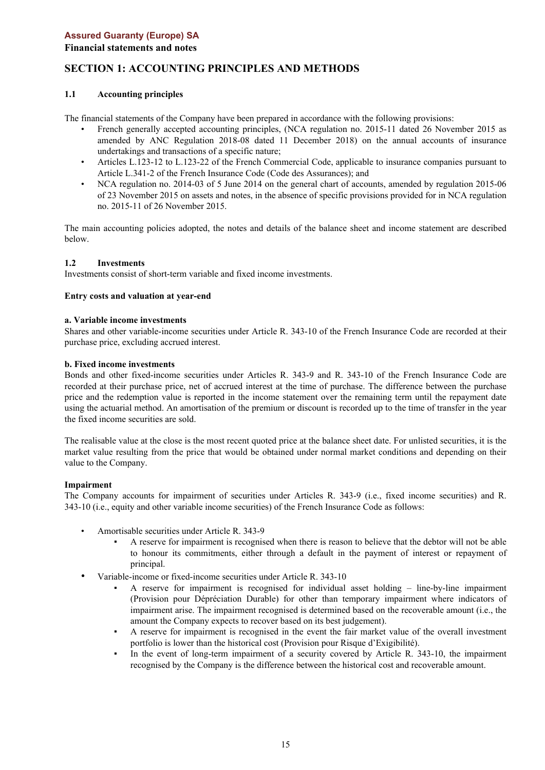**Assured Guaranty (Europe) SA**
**Financial statements and notes**

## SECTION 1: ACCOUNTING PRINCIPLES AND METHODS

### 1.1 Accounting principles

The financial statements of the Company have been prepared in accordance with the following provisions:

- French generally accepted accounting principles, (NCA regulation no. 2015-11 dated 26 November 2015 as amended by ANC Regulation 2018-08 dated 11 December 2018) on the annual accounts of insurance undertakings and transactions of a specific nature;
- Articles L.123-12 to L.123-22 of the French Commercial Code, applicable to insurance companies pursuant to Article L.341-2 of the French Insurance Code (Code des Assurances); and
- NCA regulation no. 2014-03 of 5 June 2014 on the general chart of accounts, amended by regulation 2015-06 of 23 November 2015 on assets and notes, in the absence of specific provisions provided for in NCA regulation no. 2015-11 of 26 November 2015.

The main accounting policies adopted, the notes and details of the balance sheet and income statement are described below.

### 1.2 Investments

Investments consist of short-term variable and fixed income investments.

**Entry costs and valuation at year-end**

**a. Variable income investments**

Shares and other variable-income securities under Article R. 343-10 of the French Insurance Code are recorded at their purchase price, excluding accrued interest.

**b. Fixed income investments**

Bonds and other fixed-income securities under Articles R. 343-9 and R. 343-10 of the French Insurance Code are recorded at their purchase price, net of accrued interest at the time of purchase. The difference between the purchase price and the redemption value is reported in the income statement over the remaining term until the repayment date using the actuarial method. An amortisation of the premium or discount is recorded up to the time of transfer in the year the fixed income securities are sold.

The realisable value at the close is the most recent quoted price at the balance sheet date. For unlisted securities, it is the market value resulting from the price that would be obtained under normal market conditions and depending on their value to the Company.

**Impairment**

The Company accounts for impairment of securities under Articles R. 343-9 (i.e., fixed income securities) and R. 343-10 (i.e., equity and other variable income securities) of the French Insurance Code as follows:

- Amortisable securities under Article R. 343-9
  - A reserve for impairment is recognised when there is reason to believe that the debtor will not be able to honour its commitments, either through a default in the payment of interest or repayment of principal.
- Variable-income or fixed-income securities under Article R. 343-10
  - A reserve for impairment is recognised for individual asset holding – line-by-line impairment (Provision pour Dépréciation Durable) for other than temporary impairment where indicators of impairment arise. The impairment recognised is determined based on the recoverable amount (i.e., the amount the Company expects to recover based on its best judgement).
  - A reserve for impairment is recognised in the event the fair market value of the overall investment portfolio is lower than the historical cost (Provision pour Risque d'Exigibilité).
  - In the event of long-term impairment of a security covered by Article R. 343-10, the impairment recognised by the Company is the difference between the historical cost and recoverable amount.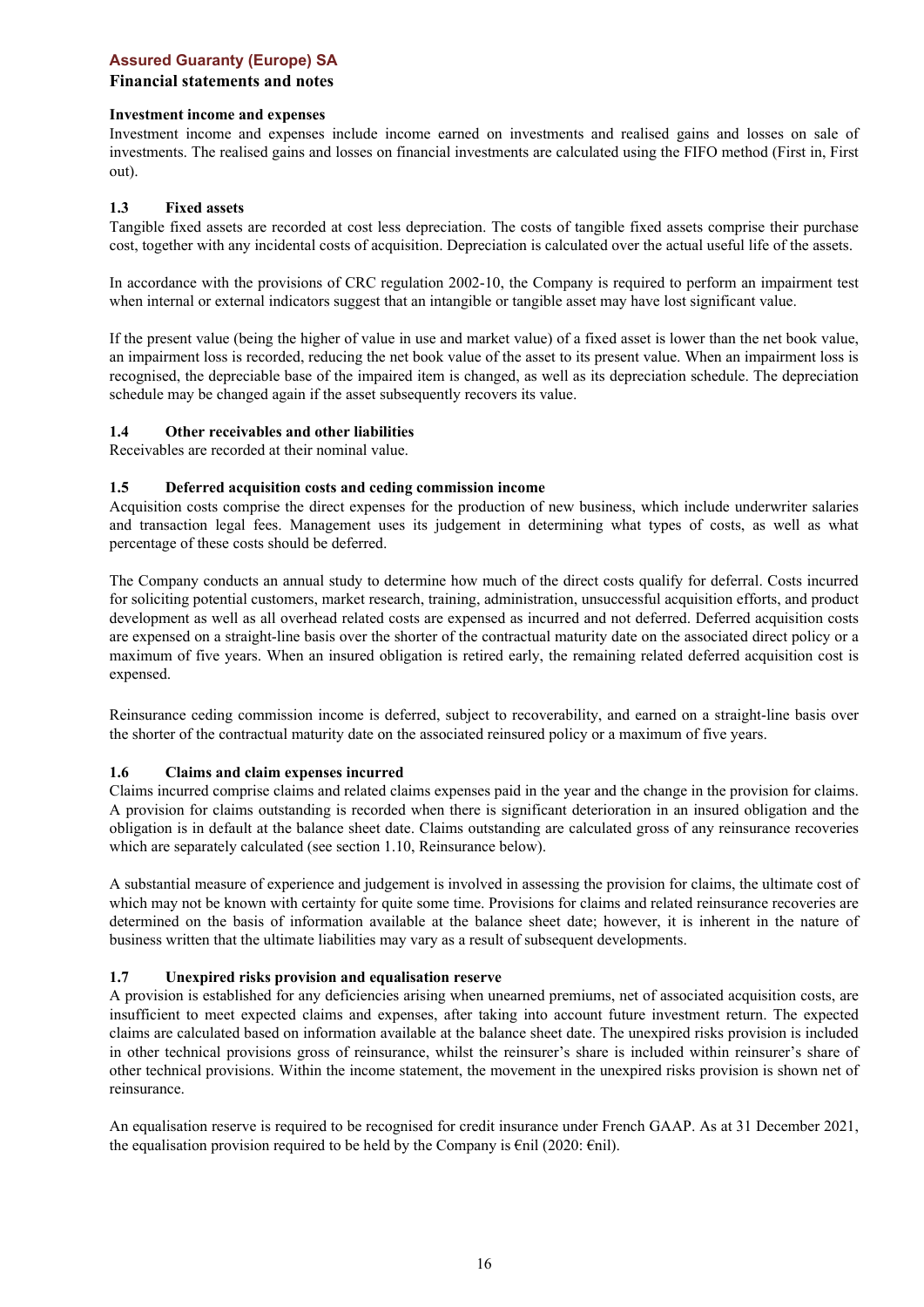**Investment income and expenses**

Investment income and expenses include income earned on investments and realised gains and losses on sale of investments. The realised gains and losses on financial investments are calculated using the FIFO method (First in, First out).

### 1.3 Fixed assets

Tangible fixed assets are recorded at cost less depreciation. The costs of tangible fixed assets comprise their purchase cost, together with any incidental costs of acquisition. Depreciation is calculated over the actual useful life of the assets.

In accordance with the provisions of CRC regulation 2002-10, the Company is required to perform an impairment test when internal or external indicators suggest that an intangible or tangible asset may have lost significant value.

If the present value (being the higher of value in use and market value) of a fixed asset is lower than the net book value, an impairment loss is recorded, reducing the net book value of the asset to its present value. When an impairment loss is recognised, the depreciable base of the impaired item is changed, as well as its depreciation schedule. The depreciation schedule may be changed again if the asset subsequently recovers its value.

### 1.4 Other receivables and other liabilities

Receivables are recorded at their nominal value.

### 1.5 Deferred acquisition costs and ceding commission income

Acquisition costs comprise the direct expenses for the production of new business, which include underwriter salaries and transaction legal fees. Management uses its judgement in determining what types of costs, as well as what percentage of these costs should be deferred.

The Company conducts an annual study to determine how much of the direct costs qualify for deferral. Costs incurred for soliciting potential customers, market research, training, administration, unsuccessful acquisition efforts, and product development as well as all overhead related costs are expensed as incurred and not deferred. Deferred acquisition costs are expensed on a straight-line basis over the shorter of the contractual maturity date on the associated direct policy or a maximum of five years. When an insured obligation is retired early, the remaining related deferred acquisition cost is expensed.

Reinsurance ceding commission income is deferred, subject to recoverability, and earned on a straight-line basis over the shorter of the contractual maturity date on the associated reinsured policy or a maximum of five years.

### 1.6 Claims and claim expenses incurred

Claims incurred comprise claims and related claims expenses paid in the year and the change in the provision for claims. A provision for claims outstanding is recorded when there is significant deterioration in an insured obligation and the obligation is in default at the balance sheet date. Claims outstanding are calculated gross of any reinsurance recoveries which are separately calculated (see section 1.10, Reinsurance below).

A substantial measure of experience and judgement is involved in assessing the provision for claims, the ultimate cost of which may not be known with certainty for quite some time. Provisions for claims and related reinsurance recoveries are determined on the basis of information available at the balance sheet date; however, it is inherent in the nature of business written that the ultimate liabilities may vary as a result of subsequent developments.

### 1.7 Unexpired risks provision and equalisation reserve

A provision is established for any deficiencies arising when unearned premiums, net of associated acquisition costs, are insufficient to meet expected claims and expenses, after taking into account future investment return. The expected claims are calculated based on information available at the balance sheet date. The unexpired risks provision is included in other technical provisions gross of reinsurance, whilst the reinsurer's share is included within reinsurer's share of other technical provisions. Within the income statement, the movement in the unexpired risks provision is shown net of reinsurance.

An equalisation reserve is required to be recognised for credit insurance under French GAAP. As at 31 December 2021, the equalisation provision required to be held by the Company is €nil (2020: €nil).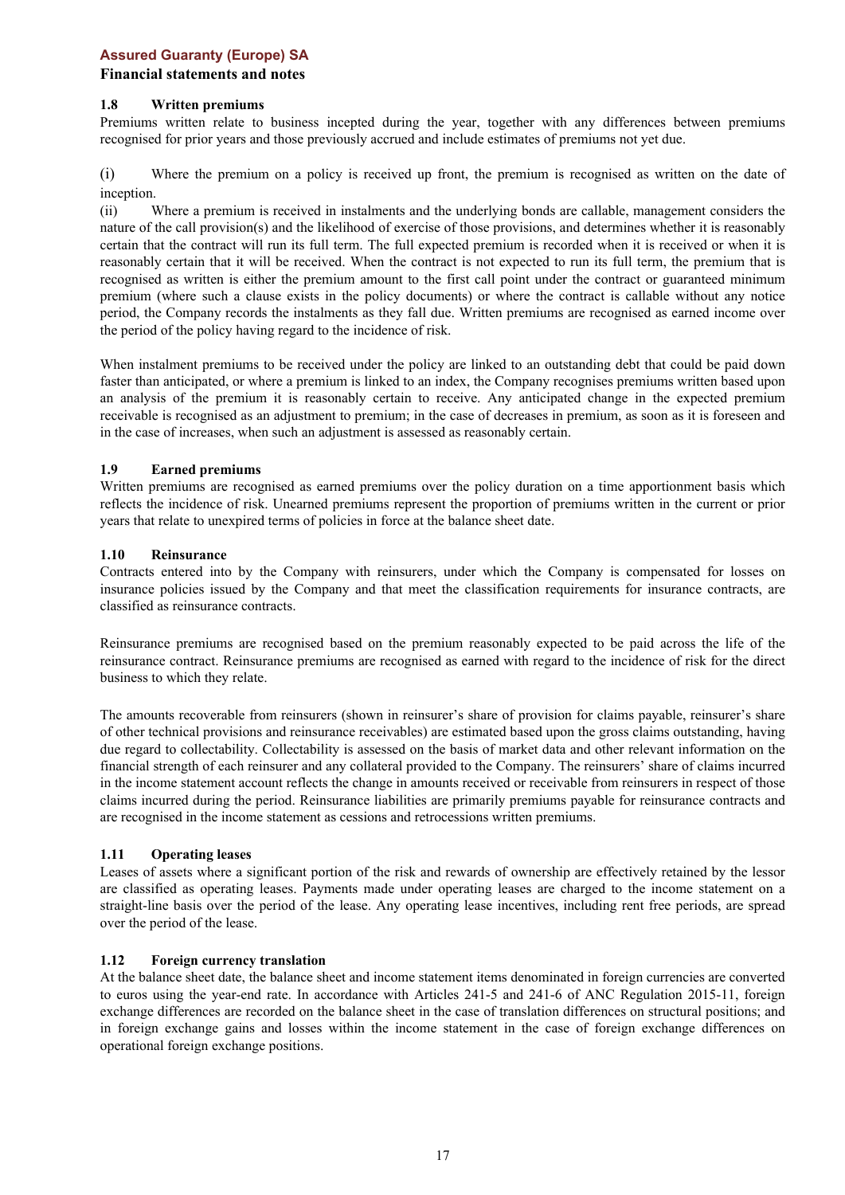### 1.8 Written premiums

Premiums written relate to business incepted during the year, together with any differences between premiums recognised for prior years and those previously accrued and include estimates of premiums not yet due.

(i) Where the premium on a policy is received up front, the premium is recognised as written on the date of inception.

(ii) Where a premium is received in instalments and the underlying bonds are callable, management considers the nature of the call provision(s) and the likelihood of exercise of those provisions, and determines whether it is reasonably certain that the contract will run its full term. The full expected premium is recorded when it is received or when it is reasonably certain that it will be received. When the contract is not expected to run its full term, the premium that is recognised as written is either the premium amount to the first call point under the contract or guaranteed minimum premium (where such a clause exists in the policy documents) or where the contract is callable without any notice period, the Company records the instalments as they fall due. Written premiums are recognised as earned income over the period of the policy having regard to the incidence of risk.

When instalment premiums to be received under the policy are linked to an outstanding debt that could be paid down faster than anticipated, or where a premium is linked to an index, the Company recognises premiums written based upon an analysis of the premium it is reasonably certain to receive. Any anticipated change in the expected premium receivable is recognised as an adjustment to premium; in the case of decreases in premium, as soon as it is foreseen and in the case of increases, when such an adjustment is assessed as reasonably certain.

### 1.9 Earned premiums

Written premiums are recognised as earned premiums over the policy duration on a time apportionment basis which reflects the incidence of risk. Unearned premiums represent the proportion of premiums written in the current or prior years that relate to unexpired terms of policies in force at the balance sheet date.

### 1.10 Reinsurance

Contracts entered into by the Company with reinsurers, under which the Company is compensated for losses on insurance policies issued by the Company and that meet the classification requirements for insurance contracts, are classified as reinsurance contracts.

Reinsurance premiums are recognised based on the premium reasonably expected to be paid across the life of the reinsurance contract. Reinsurance premiums are recognised as earned with regard to the incidence of risk for the direct business to which they relate.

The amounts recoverable from reinsurers (shown in reinsurer's share of provision for claims payable, reinsurer's share of other technical provisions and reinsurance receivables) are estimated based upon the gross claims outstanding, having due regard to collectability. Collectability is assessed on the basis of market data and other relevant information on the financial strength of each reinsurer and any collateral provided to the Company. The reinsurers' share of claims incurred in the income statement account reflects the change in amounts received or receivable from reinsurers in respect of those claims incurred during the period. Reinsurance liabilities are primarily premiums payable for reinsurance contracts and are recognised in the income statement as cessions and retrocessions written premiums.

### 1.11 Operating leases

Leases of assets where a significant portion of the risk and rewards of ownership are effectively retained by the lessor are classified as operating leases. Payments made under operating leases are charged to the income statement on a straight-line basis over the period of the lease. Any operating lease incentives, including rent free periods, are spread over the period of the lease.

### 1.12 Foreign currency translation

At the balance sheet date, the balance sheet and income statement items denominated in foreign currencies are converted to euros using the year-end rate. In accordance with Articles 241-5 and 241-6 of ANC Regulation 2015-11, foreign exchange differences are recorded on the balance sheet in the case of translation differences on structural positions; and in foreign exchange gains and losses within the income statement in the case of foreign exchange differences on operational foreign exchange positions.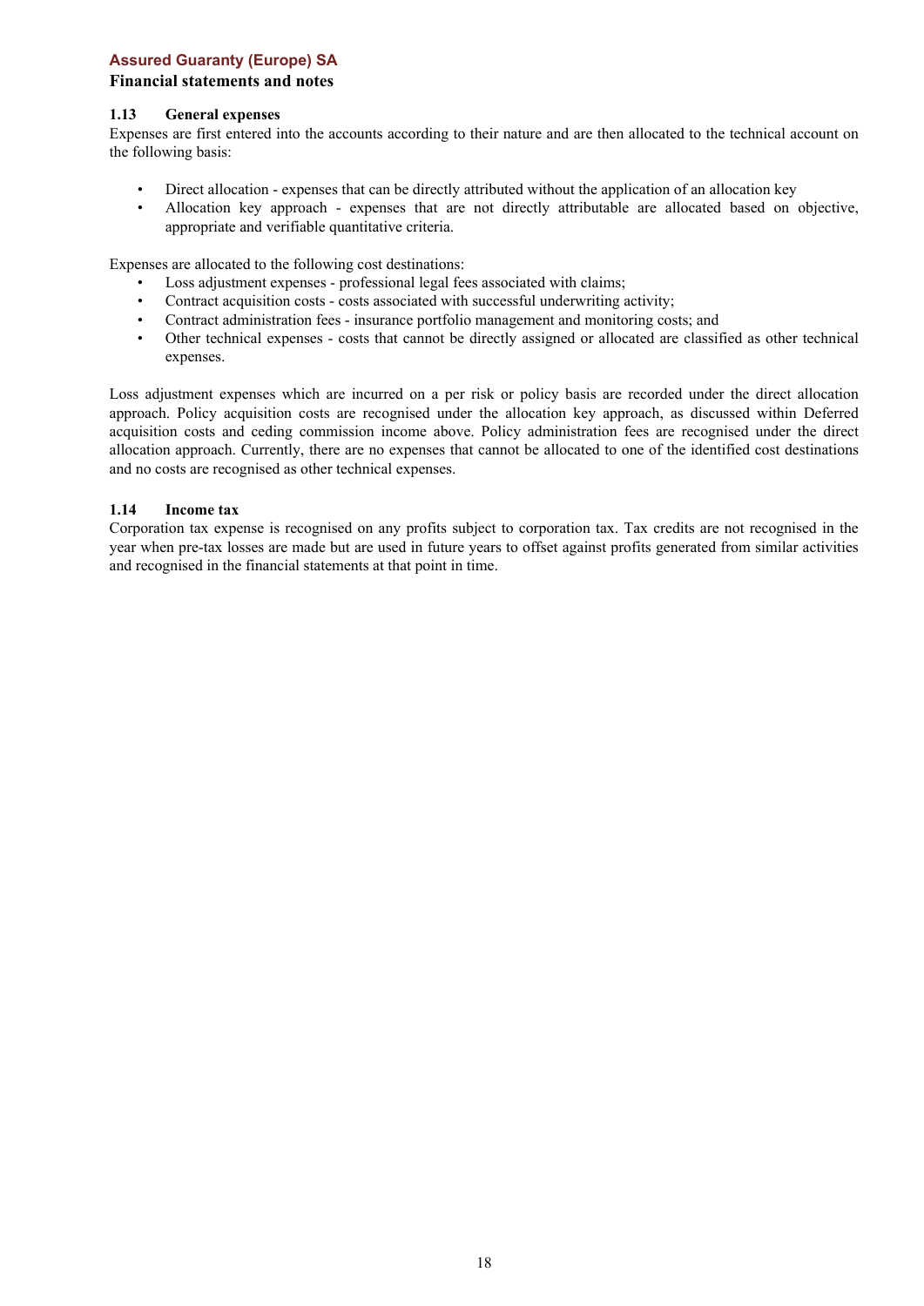### 1.13 General expenses

Expenses are first entered into the accounts according to their nature and are then allocated to the technical account on the following basis:

- Direct allocation - expenses that can be directly attributed without the application of an allocation key
- Allocation key approach - expenses that are not directly attributable are allocated based on objective, appropriate and verifiable quantitative criteria.

Expenses are allocated to the following cost destinations:

- Loss adjustment expenses - professional legal fees associated with claims;
- Contract acquisition costs - costs associated with successful underwriting activity;
- Contract administration fees - insurance portfolio management and monitoring costs; and
- Other technical expenses - costs that cannot be directly assigned or allocated are classified as other technical expenses.

Loss adjustment expenses which are incurred on a per risk or policy basis are recorded under the direct allocation approach. Policy acquisition costs are recognised under the allocation key approach, as discussed within Deferred acquisition costs and ceding commission income above. Policy administration fees are recognised under the direct allocation approach. Currently, there are no expenses that cannot be allocated to one of the identified cost destinations and no costs are recognised as other technical expenses.

### 1.14 Income tax

Corporation tax expense is recognised on any profits subject to corporation tax. Tax credits are not recognised in the year when pre-tax losses are made but are used in future years to offset against profits generated from similar activities and recognised in the financial statements at that point in time.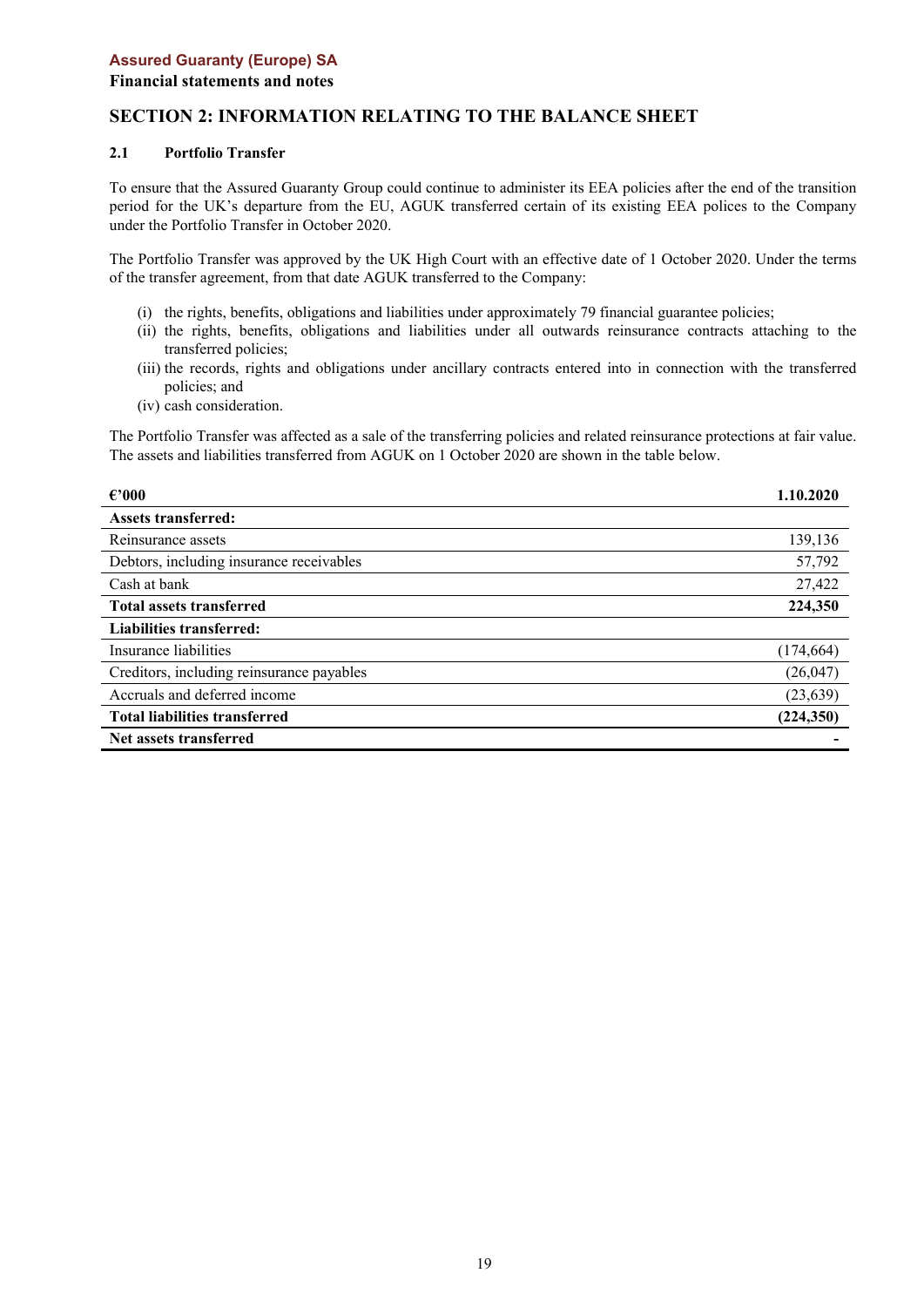**Assured Guaranty (Europe) SA**

**Financial statements and notes**

## SECTION 2: INFORMATION RELATING TO THE BALANCE SHEET

### 2.1 Portfolio Transfer

To ensure that the Assured Guaranty Group could continue to administer its EEA policies after the end of the transition period for the UK's departure from the EU, AGUK transferred certain of its existing EEA polices to the Company under the Portfolio Transfer in October 2020.

The Portfolio Transfer was approved by the UK High Court with an effective date of 1 October 2020. Under the terms of the transfer agreement, from that date AGUK transferred to the Company:

(i) the rights, benefits, obligations and liabilities under approximately 79 financial guarantee policies;
(ii) the rights, benefits, obligations and liabilities under all outwards reinsurance contracts attaching to the transferred policies;
(iii) the records, rights and obligations under ancillary contracts entered into in connection with the transferred policies; and
(iv) cash consideration.

The Portfolio Transfer was affected as a sale of the transferring policies and related reinsurance protections at fair value. The assets and liabilities transferred from AGUK on 1 October 2020 are shown in the table below.

| €'000 | 1.10.2020 |
|---|---|
| **Assets transferred:** | |
| Reinsurance assets | 139,136 |
| Debtors, including insurance receivables | 57,792 |
| Cash at bank | 27,422 |
| **Total assets transferred** | **224,350** |
| **Liabilities transferred:** | |
| Insurance liabilities | (174,664) |
| Creditors, including reinsurance payables | (26,047) |
| Accruals and deferred income | (23,639) |
| **Total liabilities transferred** | **(224,350)** |
| **Net assets transferred** | **-** |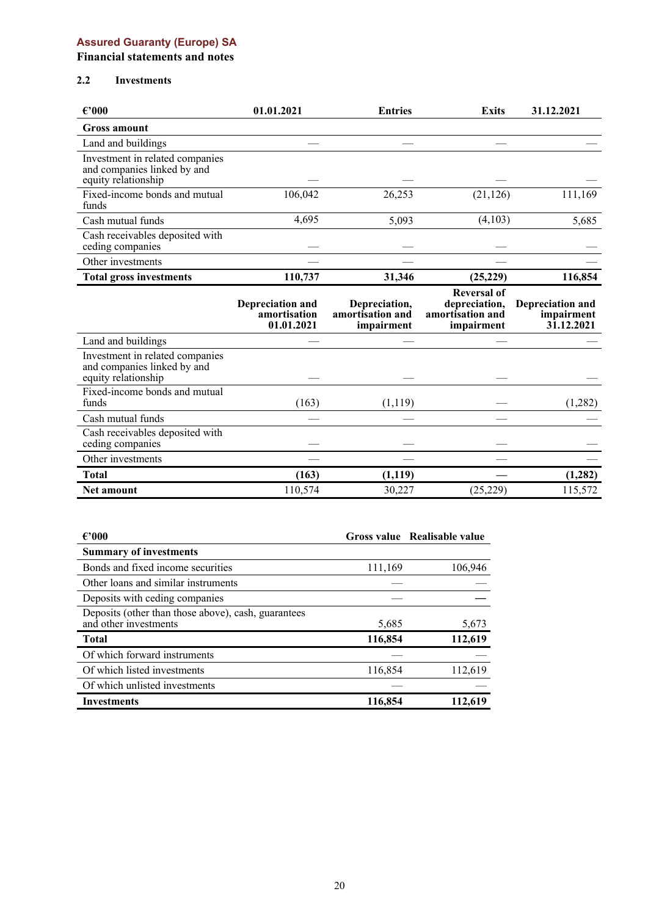Assured Guaranty (Europe) SA

**Financial statements and notes**

### 2.2 Investments

| €'000 | 01.01.2021 | Entries | Exits | 31.12.2021 |
|---|---|---|---|---|
| **Gross amount** | | | | |
| Land and buildings | — | — | — | — |
| Investment in related companies and companies linked by and equity relationship | — | — | — | — |
| Fixed-income bonds and mutual funds | 106,042 | 26,253 | (21,126) | 111,169 |
| Cash mutual funds | 4,695 | 5,093 | (4,103) | 5,685 |
| Cash receivables deposited with ceding companies | — | — | — | — |
| Other investments | — | — | — | — |
| **Total gross investments** | **110,737** | **31,346** | **(25,229)** | **116,854** |
| | **Depreciation and amortisation 01.01.2021** | **Depreciation, amortisation and impairment** | **Reversal of depreciation, amortisation and impairment** | **Depreciation and impairment 31.12.2021** |
| Land and buildings | — | — | — | — |
| Investment in related companies and companies linked by and equity relationship | — | — | — | — |
| Fixed-income bonds and mutual funds | (163) | (1,119) | — | (1,282) |
| Cash mutual funds | — | — | — | — |
| Cash receivables deposited with ceding companies | — | — | — | — |
| Other investments | — | — | — | — |
| **Total** | **(163)** | **(1,119)** | **—** | **(1,282)** |
| **Net amount** | 110,574 | 30,227 | (25,229) | 115,572 |

| €'000 | Gross value | Realisable value |
|---|---|---|
| **Summary of investments** | | |
| Bonds and fixed income securities | 111,169 | 106,946 |
| Other loans and similar instruments | — | — |
| Deposits with ceding companies | — | — |
| Deposits (other than those above), cash, guarantees and other investments | 5,685 | 5,673 |
| **Total** | **116,854** | **112,619** |
| Of which forward instruments | — | — |
| Of which listed investments | 116,854 | 112,619 |
| Of which unlisted investments | — | — |
| **Investments** | **116,854** | **112,619** |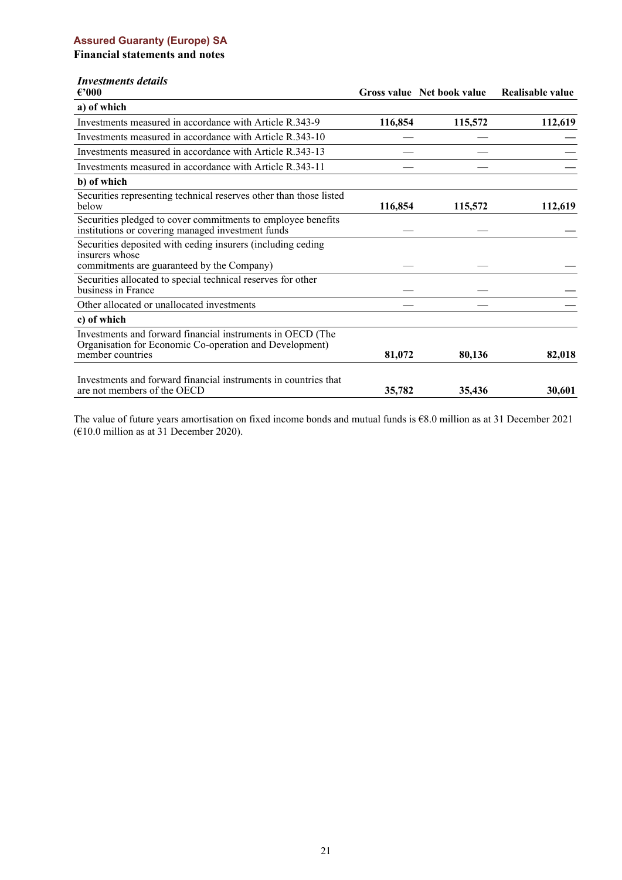**Assured Guaranty (Europe) SA**

**Financial statements and notes**

*Investments details*

| €'000 | Gross value | Net book value | Realisable value |
|---|---|---|---|
| **a) of which** | | | |
| Investments measured in accordance with Article R.343-9 | **116,854** | **115,572** | **112,619** |
| Investments measured in accordance with Article R.343-10 | — | — | — |
| Investments measured in accordance with Article R.343-13 | — | — | — |
| Investments measured in accordance with Article R.343-11 | — | — | — |
| **b) of which** | | | |
| Securities representing technical reserves other than those listed below | **116,854** | **115,572** | **112,619** |
| Securities pledged to cover commitments to employee benefits institutions or covering managed investment funds | — | — | — |
| Securities deposited with ceding insurers (including ceding insurers whose commitments are guaranteed by the Company) | — | — | — |
| Securities allocated to special technical reserves for other business in France | — | — | — |
| Other allocated or unallocated investments | — | — | — |
| **c) of which** | | | |
| Investments and forward financial instruments in OECD (The Organisation for Economic Co-operation and Development) member countries | **81,072** | **80,136** | **82,018** |
| Investments and forward financial instruments in countries that are not members of the OECD | **35,782** | **35,436** | **30,601** |

The value of future years amortisation on fixed income bonds and mutual funds is €8.0 million as at 31 December 2021 (€10.0 million as at 31 December 2020).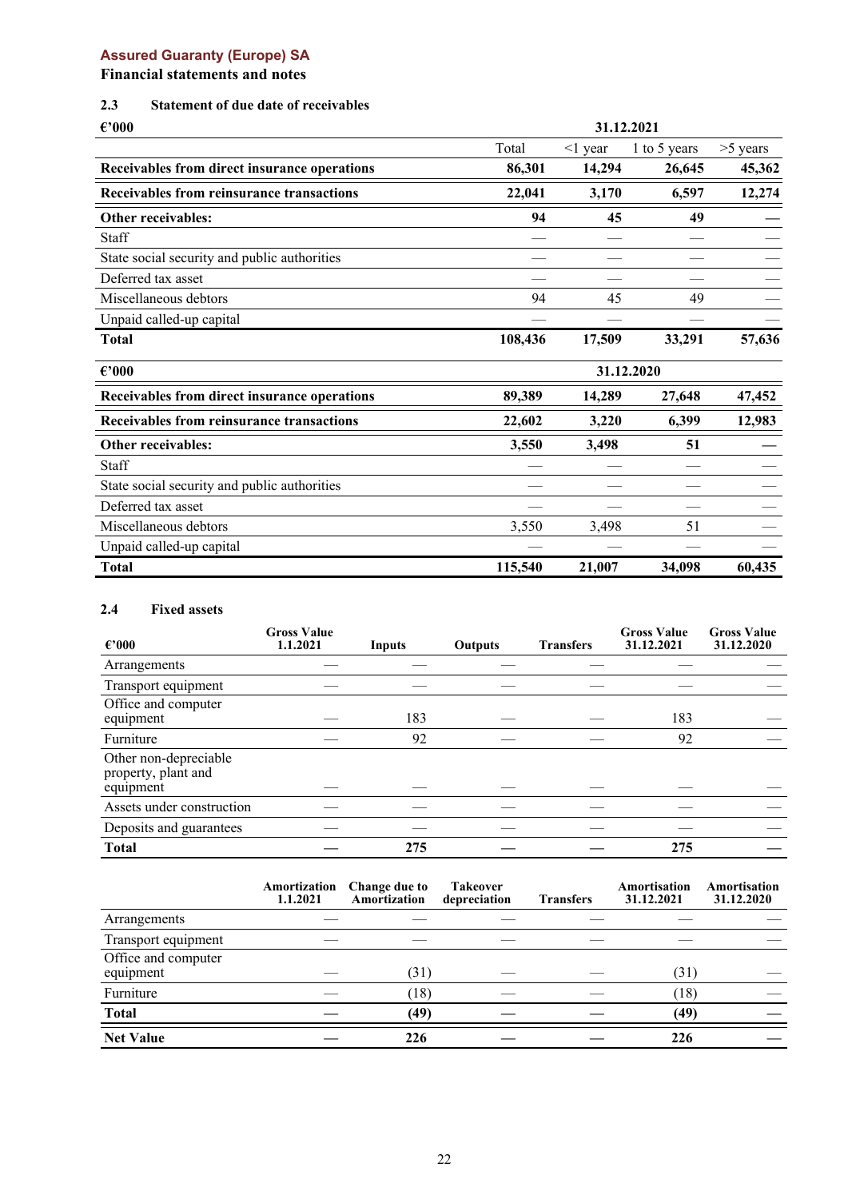**Assured Guaranty (Europe) SA**

**Financial statements and notes**

### 2.3 Statement of due date of receivables

| €'000 | 31.12.2021 | | | |
|---|---|---|---|---|
| | Total | <1 year | 1 to 5 years | >5 years |
| **Receivables from direct insurance operations** | **86,301** | **14,294** | **26,645** | **45,362** |
| **Receivables from reinsurance transactions** | **22,041** | **3,170** | **6,597** | **12,274** |
| **Other receivables:** | **94** | **45** | **49** | **—** |
| Staff | — | — | — | — |
| State social security and public authorities | — | — | — | — |
| Deferred tax asset | — | — | — | — |
| Miscellaneous debtors | 94 | 45 | 49 | — |
| Unpaid called-up capital | — | — | — | — |
| **Total** | **108,436** | **17,509** | **33,291** | **57,636** |

| €'000 | 31.12.2020 | | | |
|---|---|---|---|---|
| **Receivables from direct insurance operations** | **89,389** | **14,289** | **27,648** | **47,452** |
| **Receivables from reinsurance transactions** | **22,602** | **3,220** | **6,399** | **12,983** |
| **Other receivables:** | **3,550** | **3,498** | **51** | **—** |
| Staff | — | — | — | — |
| State social security and public authorities | — | — | — | — |
| Deferred tax asset | — | — | — | — |
| Miscellaneous debtors | 3,550 | 3,498 | 51 | — |
| Unpaid called-up capital | — | — | — | — |
| **Total** | **115,540** | **21,007** | **34,098** | **60,435** |

### 2.4 Fixed assets

| €'000 | Gross Value 1.1.2021 | Inputs | Outputs | Transfers | Gross Value 31.12.2021 | Gross Value 31.12.2020 |
|---|---|---|---|---|---|---|
| Arrangements | — | — | — | — | — | — |
| Transport equipment | — | — | — | — | — | — |
| Office and computer equipment | — | 183 | — | — | 183 | — |
| Furniture | — | 92 | — | — | 92 | — |
| Other non-depreciable property, plant and equipment | — | — | — | — | — | — |
| Assets under construction | — | — | — | — | — | — |
| Deposits and guarantees | — | — | — | — | — | — |
| **Total** | **—** | **275** | **—** | **—** | **275** | **—** |

| | Amortization 1.1.2021 | Change due to Amortization | Takeover depreciation | Transfers | Amortisation 31.12.2021 | Amortisation 31.12.2020 |
|---|---|---|---|---|---|---|
| Arrangements | — | — | — | — | — | — |
| Transport equipment | — | — | — | — | — | — |
| Office and computer equipment | — | (31) | — | — | (31) | — |
| Furniture | — | (18) | — | — | (18) | — |
| **Total** | **—** | **(49)** | **—** | **—** | **(49)** | **—** |
| **Net Value** | **—** | **226** | **—** | **—** | **226** | **—** |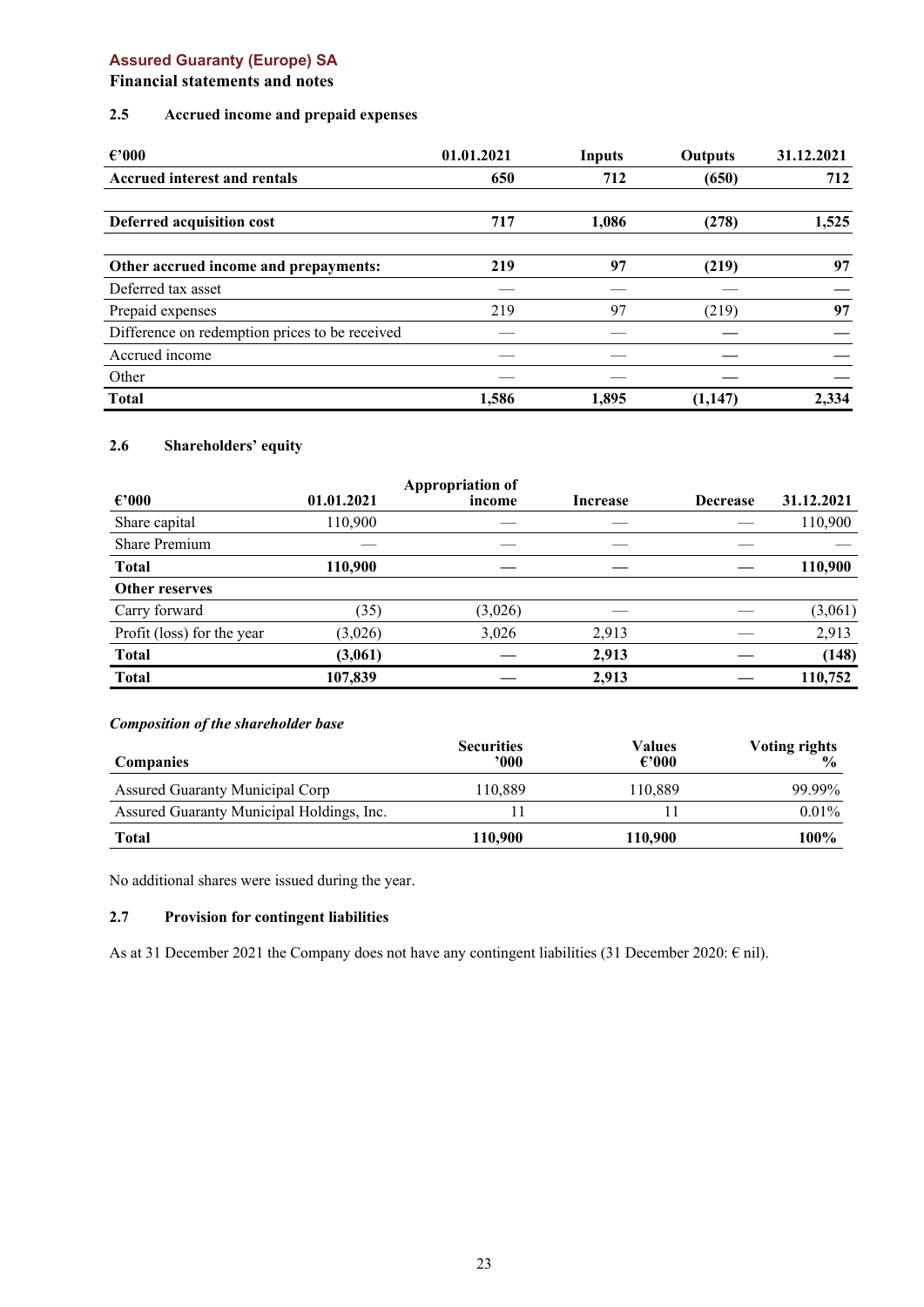**Assured Guaranty (Europe) SA**
**Financial statements and notes**

### 2.5 Accrued income and prepaid expenses

| €'000 | 01.01.2021 | Inputs | Outputs | 31.12.2021 |
|---|---|---|---|---|
| **Accrued interest and rentals** | **650** | **712** | **(650)** | **712** |
| | | | | |
| **Deferred acquisition cost** | **717** | **1,086** | **(278)** | **1,525** |
| | | | | |
| **Other accrued income and prepayments:** | **219** | **97** | **(219)** | **97** |
| Deferred tax asset | — | — | — | — |
| Prepaid expenses | 219 | 97 | (219) | 97 |
| Difference on redemption prices to be received | — | — | — | — |
| Accrued income | — | — | — | — |
| Other | — | — | — | — |
| **Total** | **1,586** | **1,895** | **(1,147)** | **2,334** |

### 2.6 Shareholders' equity

| €'000 | 01.01.2021 | Appropriation of income | Increase | Decrease | 31.12.2021 |
|---|---|---|---|---|---|
| Share capital | 110,900 | — | — | — | 110,900 |
| Share Premium | — | — | — | — | — |
| **Total** | **110,900** | — | — | — | **110,900** |
| **Other reserves** | | | | | |
| Carry forward | (35) | (3,026) | — | — | (3,061) |
| Profit (loss) for the year | (3,026) | 3,026 | 2,913 | — | 2,913 |
| **Total** | **(3,061)** | — | **2,913** | — | **(148)** |
| **Total** | **107,839** | — | **2,913** | — | **110,752** |

***Composition of the shareholder base***

| Companies | Securities '000 | Values €'000 | Voting rights % |
|---|---|---|---|
| Assured Guaranty Municipal Corp | 110,889 | 110,889 | 99.99% |
| Assured Guaranty Municipal Holdings, Inc. | 11 | 11 | 0.01% |
| **Total** | **110,900** | **110,900** | **100%** |

No additional shares were issued during the year.

### 2.7 Provision for contingent liabilities

As at 31 December 2021 the Company does not have any contingent liabilities (31 December 2020: € nil).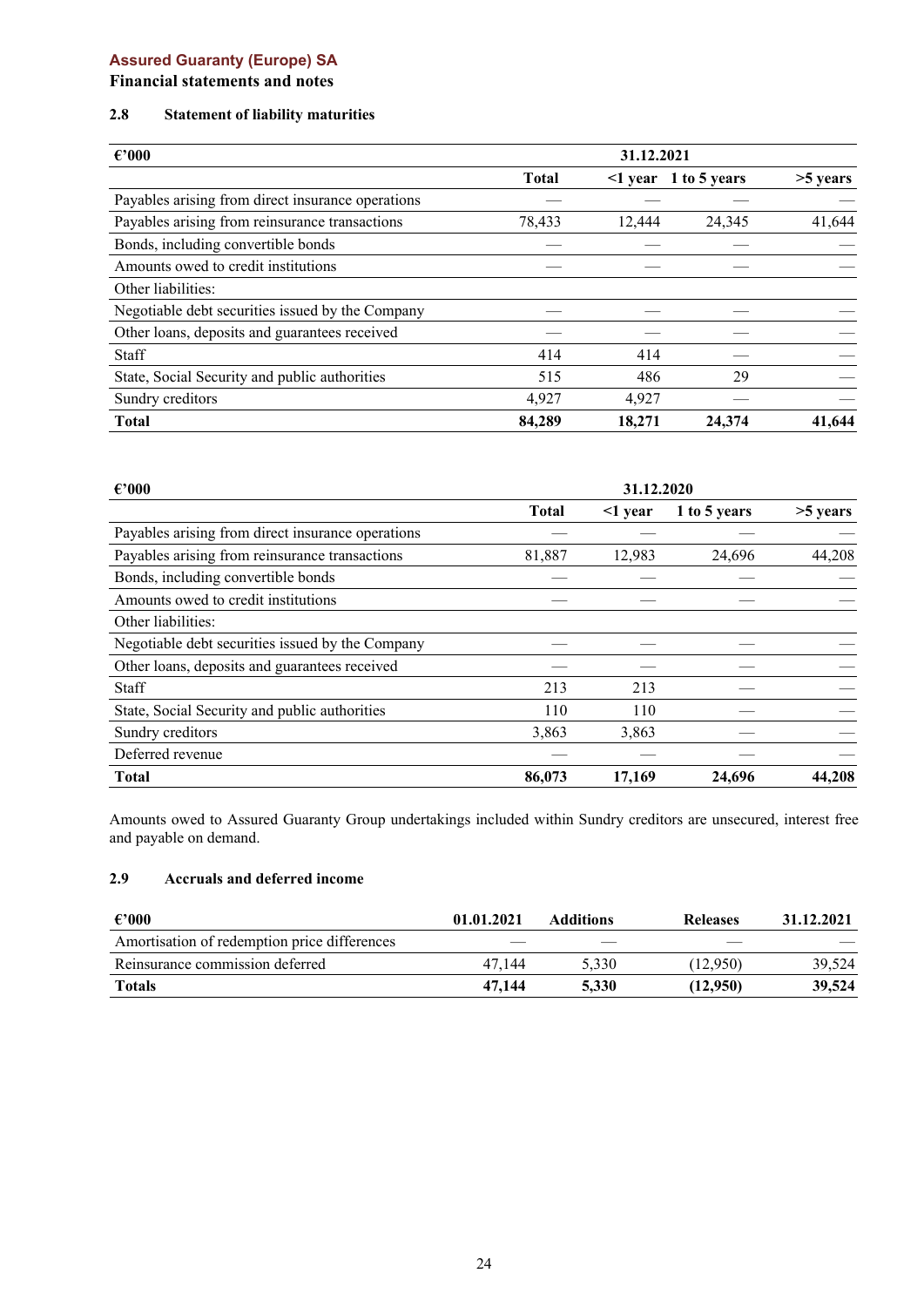**Assured Guaranty (Europe) SA**

**Financial statements and notes**

### 2.8 Statement of liability maturities

| €'000 | 31.12.2021 | | | |
|---|---|---|---|---|
| | **Total** | **<1 year** | **1 to 5 years** | **>5 years** |
| Payables arising from direct insurance operations | — | — | — | — |
| Payables arising from reinsurance transactions | 78,433 | 12,444 | 24,345 | 41,644 |
| Bonds, including convertible bonds | — | — | — | — |
| Amounts owed to credit institutions | — | — | — | — |
| Other liabilities: | | | | |
| Negotiable debt securities issued by the Company | — | — | — | — |
| Other loans, deposits and guarantees received | — | — | — | — |
| Staff | 414 | 414 | — | — |
| State, Social Security and public authorities | 515 | 486 | 29 | — |
| Sundry creditors | 4,927 | 4,927 | — | — |
| **Total** | **84,289** | **18,271** | **24,374** | **41,644** |

| €'000 | 31.12.2020 | | | |
|---|---|---|---|---|
| | **Total** | **<1 year** | **1 to 5 years** | **>5 years** |
| Payables arising from direct insurance operations | — | — | — | — |
| Payables arising from reinsurance transactions | 81,887 | 12,983 | 24,696 | 44,208 |
| Bonds, including convertible bonds | — | — | — | — |
| Amounts owed to credit institutions | — | — | — | — |
| Other liabilities: | | | | |
| Negotiable debt securities issued by the Company | — | — | — | — |
| Other loans, deposits and guarantees received | — | — | — | — |
| Staff | 213 | 213 | — | — |
| State, Social Security and public authorities | 110 | 110 | — | — |
| Sundry creditors | 3,863 | 3,863 | — | — |
| Deferred revenue | — | — | — | — |
| **Total** | **86,073** | **17,169** | **24,696** | **44,208** |

Amounts owed to Assured Guaranty Group undertakings included within Sundry creditors are unsecured, interest free and payable on demand.

### 2.9 Accruals and deferred income

| €'000 | 01.01.2021 | Additions | Releases | 31.12.2021 |
|---|---|---|---|---|
| Amortisation of redemption price differences | — | — | — | — |
| Reinsurance commission deferred | 47,144 | 5,330 | (12,950) | 39,524 |
| **Totals** | **47,144** | **5,330** | **(12,950)** | **39,524** |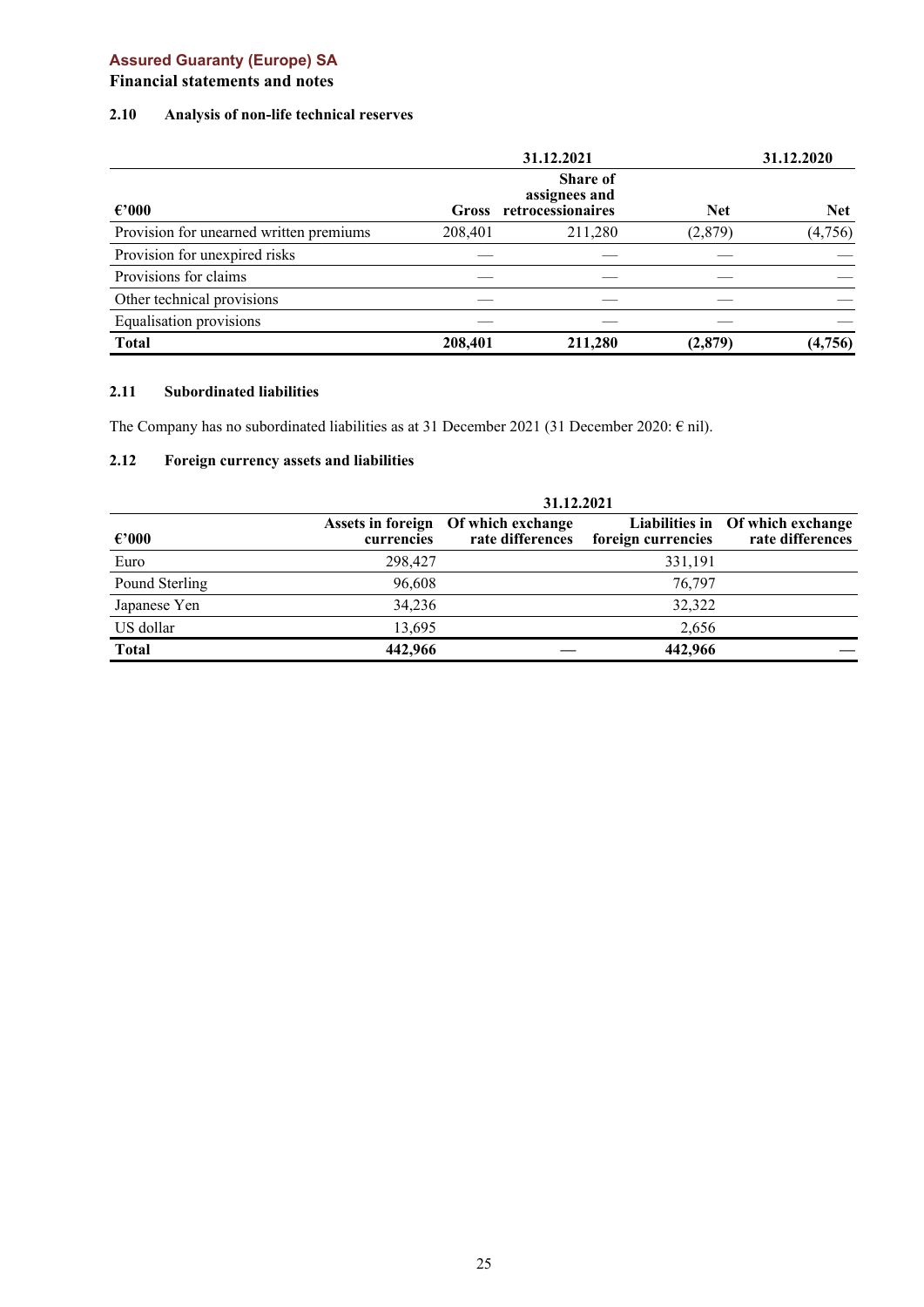**Assured Guaranty (Europe) SA**

**Financial statements and notes**

### 2.10 Analysis of non-life technical reserves

| | 31.12.2021 | | | 31.12.2020 |
|---|---|---|---|---|
| **€'000** | **Gross** | **Share of assignees and retrocessionaires** | **Net** | **Net** |
| Provision for unearned written premiums | 208,401 | 211,280 | (2,879) | (4,756) |
| Provision for unexpired risks | — | — | — | — |
| Provisions for claims | — | — | — | — |
| Other technical provisions | — | — | — | — |
| Equalisation provisions | — | — | — | — |
| **Total** | **208,401** | **211,280** | **(2,879)** | **(4,756)** |

### 2.11 Subordinated liabilities

The Company has no subordinated liabilities as at 31 December 2021 (31 December 2020: € nil).

### 2.12 Foreign currency assets and liabilities

| | 31.12.2021 | | | |
|---|---|---|---|---|
| **€'000** | **Assets in foreign currencies** | **Of which exchange rate differences** | **Liabilities in foreign currencies** | **Of which exchange rate differences** |
| Euro | 298,427 | | 331,191 | |
| Pound Sterling | 96,608 | | 76,797 | |
| Japanese Yen | 34,236 | | 32,322 | |
| US dollar | 13,695 | | 2,656 | |
| **Total** | **442,966** | — | **442,966** | — |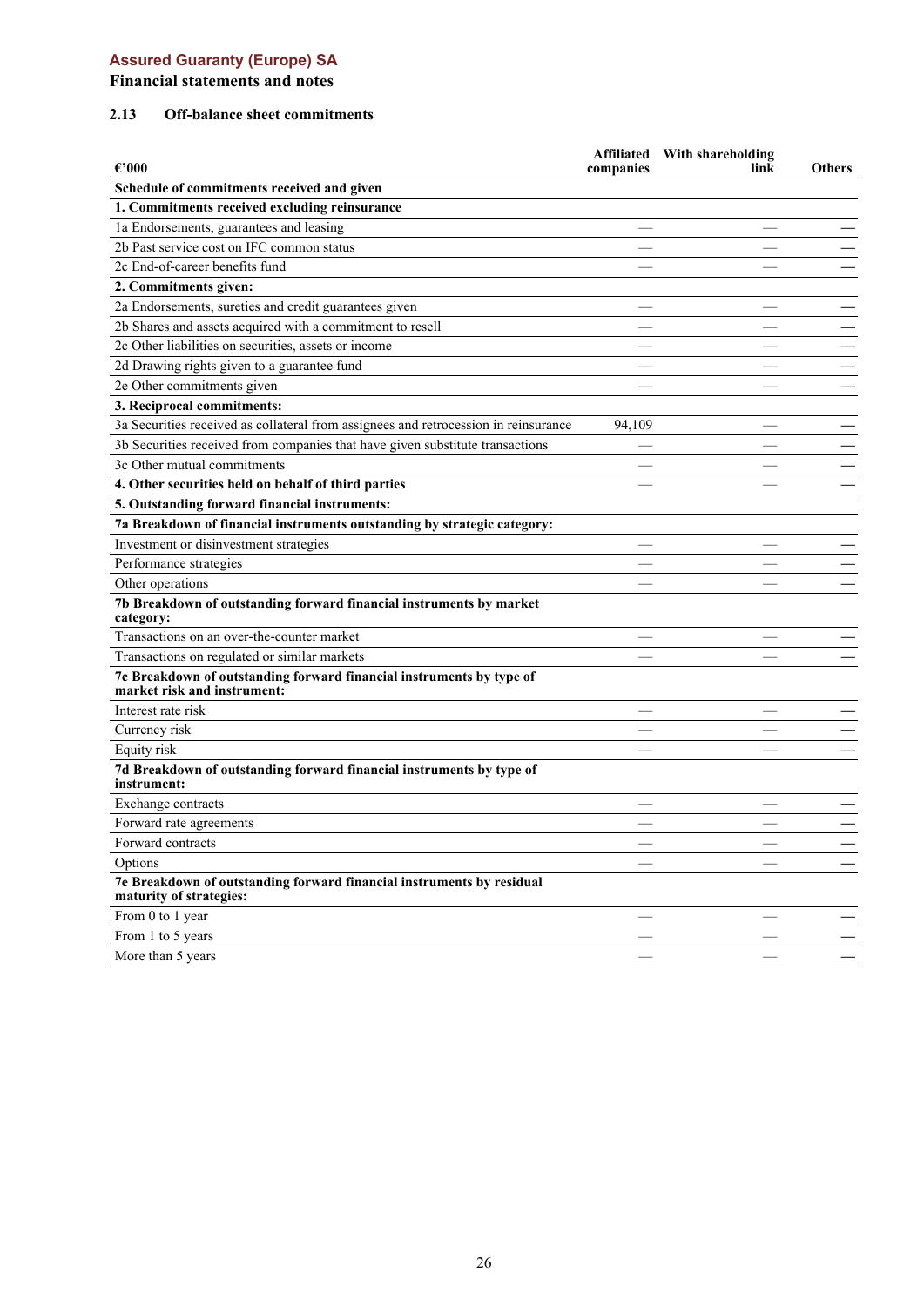**Assured Guaranty (Europe) SA**

**Financial statements and notes**

### 2.13 Off-balance sheet commitments

| €'000 | Affiliated companies | With shareholding link | Others |
|---|---|---|---|
| **Schedule of commitments received and given** | | | |
| **1. Commitments received excluding reinsurance** | | | |
| 1a Endorsements, guarantees and leasing | — | — | — |
| 2b Past service cost on IFC common status | — | — | — |
| 2c End-of-career benefits fund | — | — | — |
| **2. Commitments given:** | | | |
| 2a Endorsements, sureties and credit guarantees given | — | — | — |
| 2b Shares and assets acquired with a commitment to resell | — | — | — |
| 2c Other liabilities on securities, assets or income | — | — | — |
| 2d Drawing rights given to a guarantee fund | — | — | — |
| 2e Other commitments given | — | — | — |
| **3. Reciprocal commitments:** | | | |
| 3a Securities received as collateral from assignees and retrocession in reinsurance | 94,109 | — | — |
| 3b Securities received from companies that have given substitute transactions | — | — | — |
| 3c Other mutual commitments | — | — | — |
| **4. Other securities held on behalf of third parties** | — | — | — |
| **5. Outstanding forward financial instruments:** | | | |
| **7a Breakdown of financial instruments outstanding by strategic category:** | | | |
| Investment or disinvestment strategies | — | — | — |
| Performance strategies | — | — | — |
| Other operations | — | — | — |
| **7b Breakdown of outstanding forward financial instruments by market category:** | | | |
| Transactions on an over-the-counter market | — | — | — |
| Transactions on regulated or similar markets | — | — | — |
| **7c Breakdown of outstanding forward financial instruments by type of market risk and instrument:** | | | |
| Interest rate risk | — | — | — |
| Currency risk | — | — | — |
| Equity risk | — | — | — |
| **7d Breakdown of outstanding forward financial instruments by type of instrument:** | | | |
| Exchange contracts | — | — | — |
| Forward rate agreements | — | — | — |
| Forward contracts | — | — | — |
| Options | — | — | — |
| **7e Breakdown of outstanding forward financial instruments by residual maturity of strategies:** | | | |
| From 0 to 1 year | — | — | — |
| From 1 to 5 years | — | — | — |
| More than 5 years | — | — | — |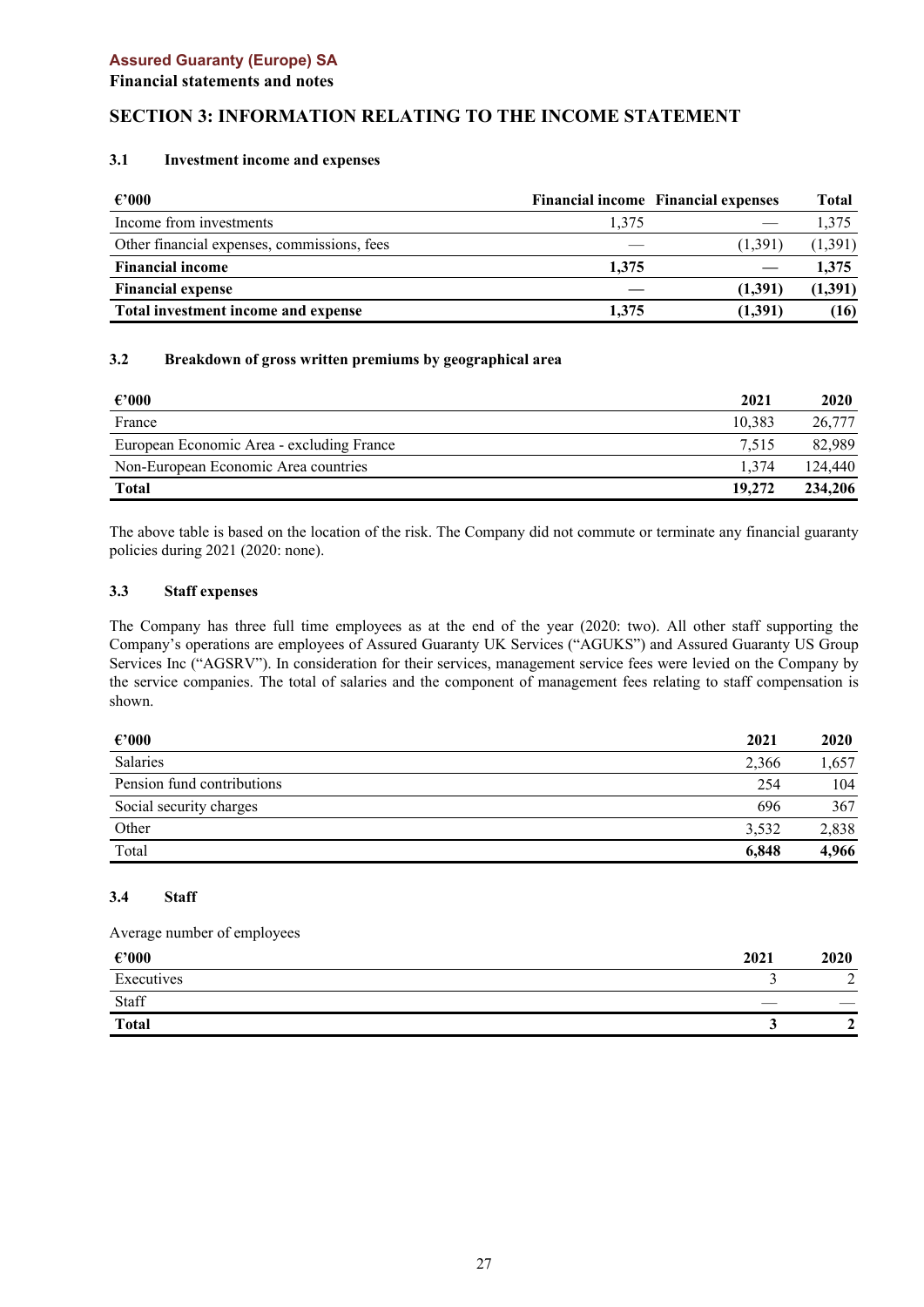# SECTION 3: INFORMATION RELATING TO THE INCOME STATEMENT

## 3.1 Investment income and expenses

| €'000 | Financial income | Financial expenses | Total |
|---|---|---|---|
| Income from investments | 1,375 | — | 1,375 |
| Other financial expenses, commissions, fees | — | (1,391) | (1,391) |
| **Financial income** | **1,375** | **—** | **1,375** |
| **Financial expense** | **—** | **(1,391)** | **(1,391)** |
| **Total investment income and expense** | **1,375** | **(1,391)** | **(16)** |

## 3.2 Breakdown of gross written premiums by geographical area

| €'000 | 2021 | 2020 |
|---|---|---|
| France | 10,383 | 26,777 |
| European Economic Area - excluding France | 7,515 | 82,989 |
| Non-European Economic Area countries | 1,374 | 124,440 |
| **Total** | **19,272** | **234,206** |

The above table is based on the location of the risk. The Company did not commute or terminate any financial guaranty policies during 2021 (2020: none).

## 3.3 Staff expenses

The Company has three full time employees as at the end of the year (2020: two). All other staff supporting the Company's operations are employees of Assured Guaranty UK Services ("AGUKS") and Assured Guaranty US Group Services Inc ("AGSRV"). In consideration for their services, management service fees were levied on the Company by the service companies. The total of salaries and the component of management fees relating to staff compensation is shown.

| €'000 | 2021 | 2020 |
|---|---|---|
| Salaries | 2,366 | 1,657 |
| Pension fund contributions | 254 | 104 |
| Social security charges | 696 | 367 |
| Other | 3,532 | 2,838 |
| Total | **6,848** | **4,966** |

## 3.4 Staff

Average number of employees

| €'000 | 2021 | 2020 |
|---|---|---|
| Executives | 3 | 2 |
| Staff | — | — |
| **Total** | **3** | **2** |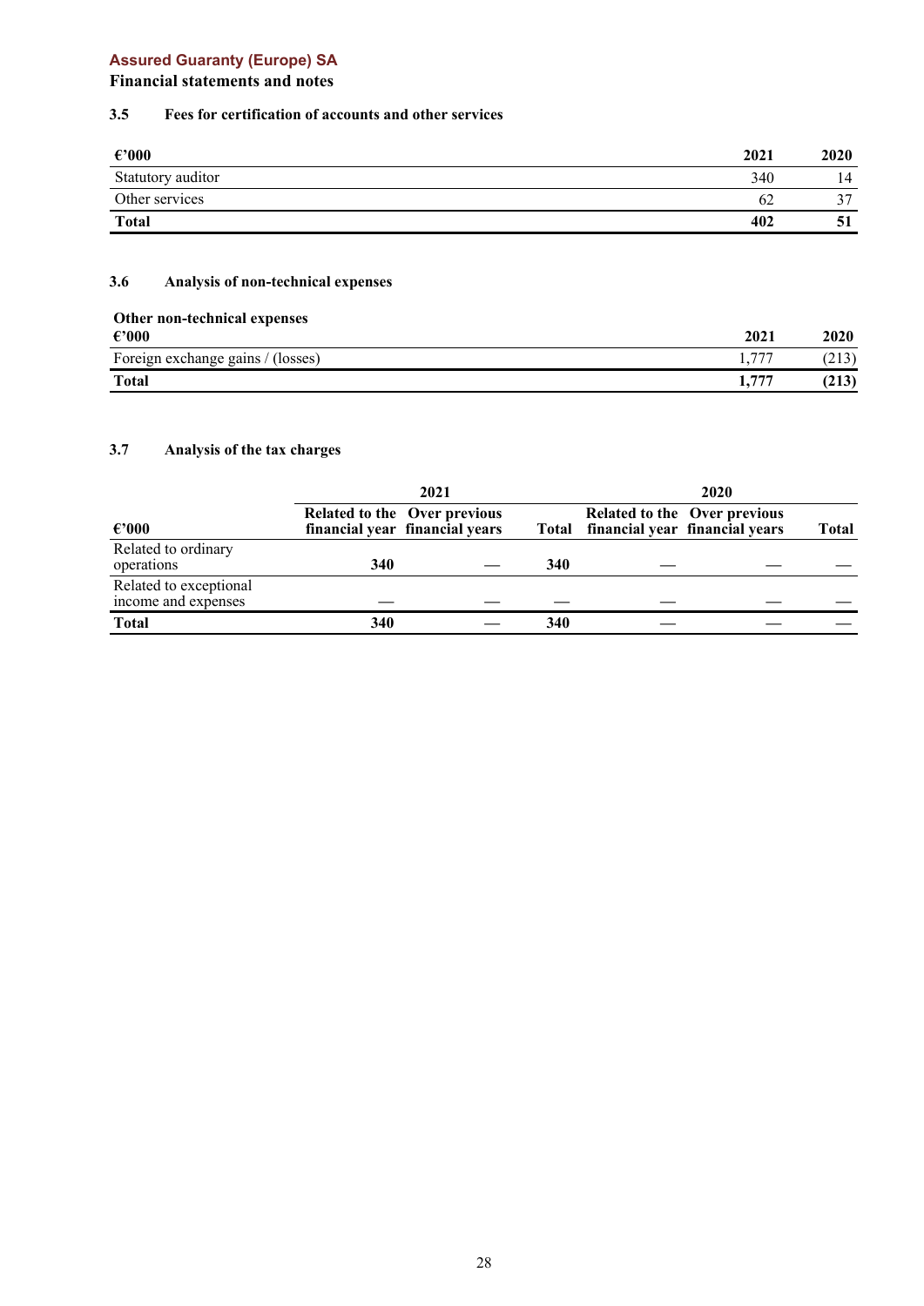**Assured Guaranty (Europe) SA**

**Financial statements and notes**

### 3.5 Fees for certification of accounts and other services

| €'000 | 2021 | 2020 |
|---|---|---|
| Statutory auditor | 340 | 14 |
| Other services | 62 | 37 |
| **Total** | **402** | **51** |

### 3.6 Analysis of non-technical expenses

**Other non-technical expenses**

| €'000 | 2021 | 2020 |
|---|---|---|
| Foreign exchange gains / (losses) | 1,777 | (213) |
| **Total** | **1,777** | **(213)** |

### 3.7 Analysis of the tax charges

| | 2021 | | | 2020 | | |
|---|---|---|---|---|---|---|
| €'000 | Related to the financial year | Over previous financial years | Total | Related to the financial year | Over previous financial years | Total |
| Related to ordinary operations | **340** | — | **340** | — | — | — |
| Related to exceptional income and expenses | — | — | — | — | — | — |
| **Total** | **340** | — | **340** | — | — | — |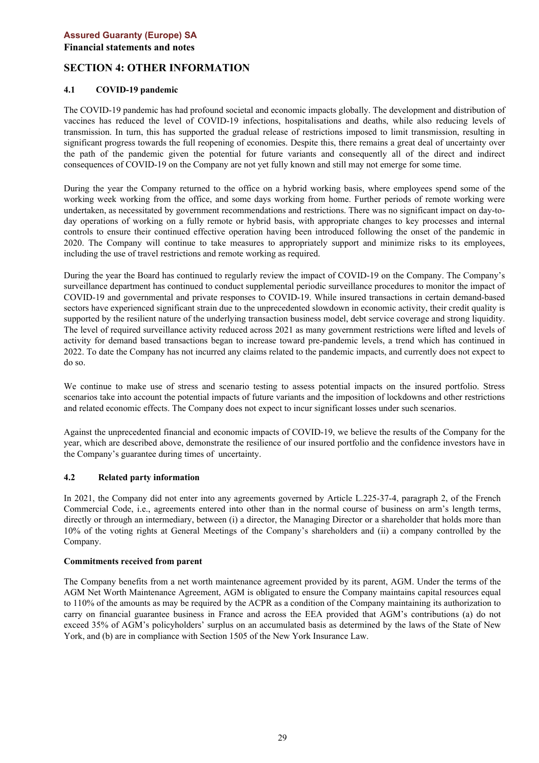# SECTION 4: OTHER INFORMATION

## 4.1 COVID-19 pandemic

The COVID-19 pandemic has had profound societal and economic impacts globally. The development and distribution of vaccines has reduced the level of COVID-19 infections, hospitalisations and deaths, while also reducing levels of transmission. In turn, this has supported the gradual release of restrictions imposed to limit transmission, resulting in significant progress towards the full reopening of economies. Despite this, there remains a great deal of uncertainty over the path of the pandemic given the potential for future variants and consequently all of the direct and indirect consequences of COVID-19 on the Company are not yet fully known and still may not emerge for some time.

During the year the Company returned to the office on a hybrid working basis, where employees spend some of the working week working from the office, and some days working from home. Further periods of remote working were undertaken, as necessitated by government recommendations and restrictions. There was no significant impact on day-to-day operations of working on a fully remote or hybrid basis, with appropriate changes to key processes and internal controls to ensure their continued effective operation having been introduced following the onset of the pandemic in 2020. The Company will continue to take measures to appropriately support and minimize risks to its employees, including the use of travel restrictions and remote working as required.

During the year the Board has continued to regularly review the impact of COVID-19 on the Company. The Company's surveillance department has continued to conduct supplemental periodic surveillance procedures to monitor the impact of COVID-19 and governmental and private responses to COVID-19. While insured transactions in certain demand-based sectors have experienced significant strain due to the unprecedented slowdown in economic activity, their credit quality is supported by the resilient nature of the underlying transaction business model, debt service coverage and strong liquidity. The level of required surveillance activity reduced across 2021 as many government restrictions were lifted and levels of activity for demand based transactions began to increase toward pre-pandemic levels, a trend which has continued in 2022. To date the Company has not incurred any claims related to the pandemic impacts, and currently does not expect to do so.

We continue to make use of stress and scenario testing to assess potential impacts on the insured portfolio. Stress scenarios take into account the potential impacts of future variants and the imposition of lockdowns and other restrictions and related economic effects. The Company does not expect to incur significant losses under such scenarios.

Against the unprecedented financial and economic impacts of COVID-19, we believe the results of the Company for the year, which are described above, demonstrate the resilience of our insured portfolio and the confidence investors have in the Company's guarantee during times of uncertainty.

## 4.2 Related party information

In 2021, the Company did not enter into any agreements governed by Article L.225-37-4, paragraph 2, of the French Commercial Code, i.e., agreements entered into other than in the normal course of business on arm's length terms, directly or through an intermediary, between (i) a director, the Managing Director or a shareholder that holds more than 10% of the voting rights at General Meetings of the Company's shareholders and (ii) a company controlled by the Company.

**Commitments received from parent**

The Company benefits from a net worth maintenance agreement provided by its parent, AGM. Under the terms of the AGM Net Worth Maintenance Agreement, AGM is obligated to ensure the Company maintains capital resources equal to 110% of the amounts as may be required by the ACPR as a condition of the Company maintaining its authorization to carry on financial guarantee business in France and across the EEA provided that AGM's contributions (a) do not exceed 35% of AGM's policyholders' surplus on an accumulated basis as determined by the laws of the State of New York, and (b) are in compliance with Section 1505 of the New York Insurance Law.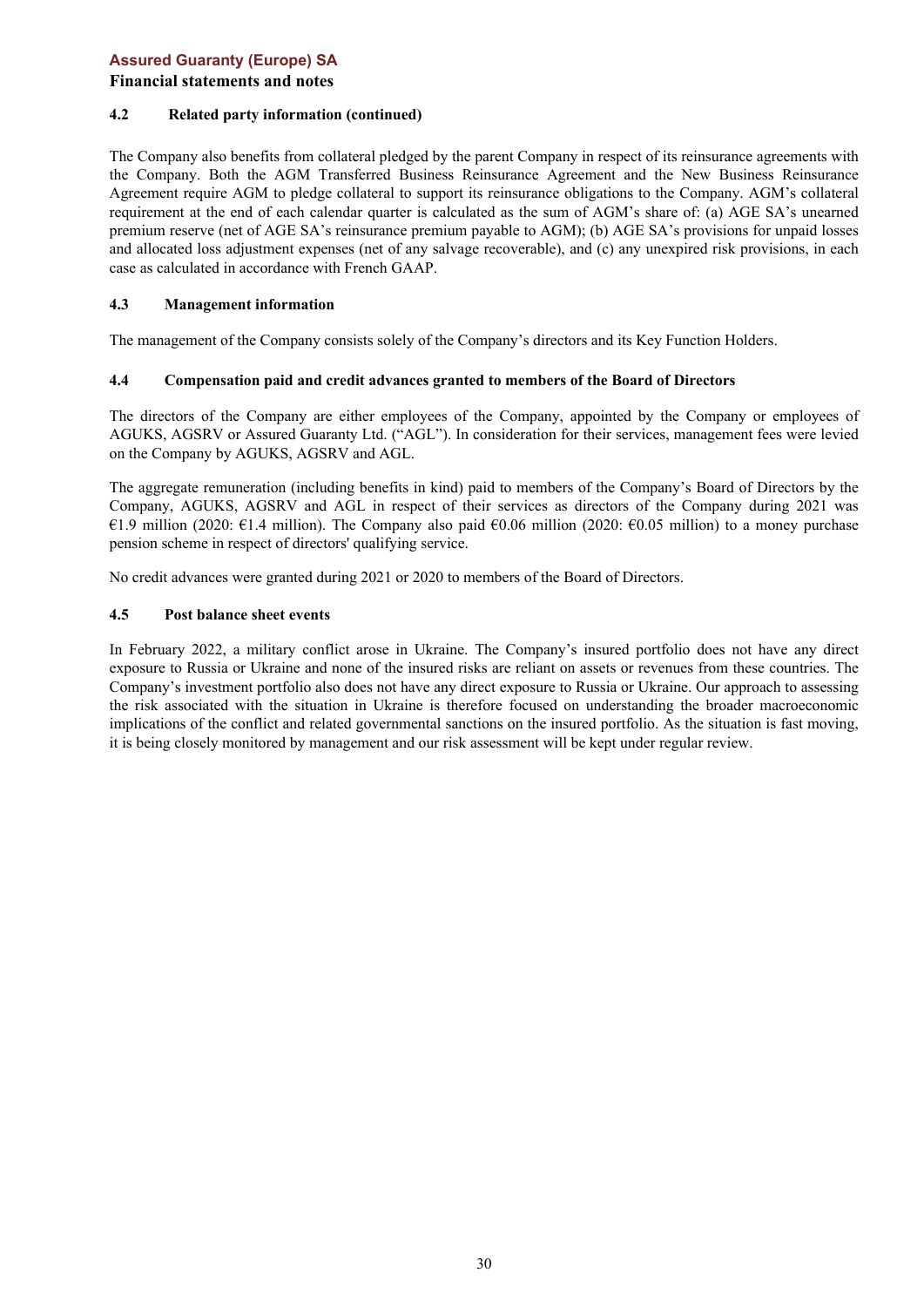### 4.2 Related party information (continued)

The Company also benefits from collateral pledged by the parent Company in respect of its reinsurance agreements with the Company. Both the AGM Transferred Business Reinsurance Agreement and the New Business Reinsurance Agreement require AGM to pledge collateral to support its reinsurance obligations to the Company. AGM's collateral requirement at the end of each calendar quarter is calculated as the sum of AGM's share of: (a) AGE SA's unearned premium reserve (net of AGE SA's reinsurance premium payable to AGM); (b) AGE SA's provisions for unpaid losses and allocated loss adjustment expenses (net of any salvage recoverable), and (c) any unexpired risk provisions, in each case as calculated in accordance with French GAAP.

### 4.3 Management information

The management of the Company consists solely of the Company's directors and its Key Function Holders.

### 4.4 Compensation paid and credit advances granted to members of the Board of Directors

The directors of the Company are either employees of the Company, appointed by the Company or employees of AGUKS, AGSRV or Assured Guaranty Ltd. ("AGL"). In consideration for their services, management fees were levied on the Company by AGUKS, AGSRV and AGL.

The aggregate remuneration (including benefits in kind) paid to members of the Company's Board of Directors by the Company, AGUKS, AGSRV and AGL in respect of their services as directors of the Company during 2021 was €1.9 million (2020: €1.4 million). The Company also paid €0.06 million (2020: €0.05 million) to a money purchase pension scheme in respect of directors' qualifying service.

No credit advances were granted during 2021 or 2020 to members of the Board of Directors.

### 4.5 Post balance sheet events

In February 2022, a military conflict arose in Ukraine. The Company's insured portfolio does not have any direct exposure to Russia or Ukraine and none of the insured risks are reliant on assets or revenues from these countries. The Company's investment portfolio also does not have any direct exposure to Russia or Ukraine. Our approach to assessing the risk associated with the situation in Ukraine is therefore focused on understanding the broader macroeconomic implications of the conflict and related governmental sanctions on the insured portfolio. As the situation is fast moving, it is being closely monitored by management and our risk assessment will be kept under regular review.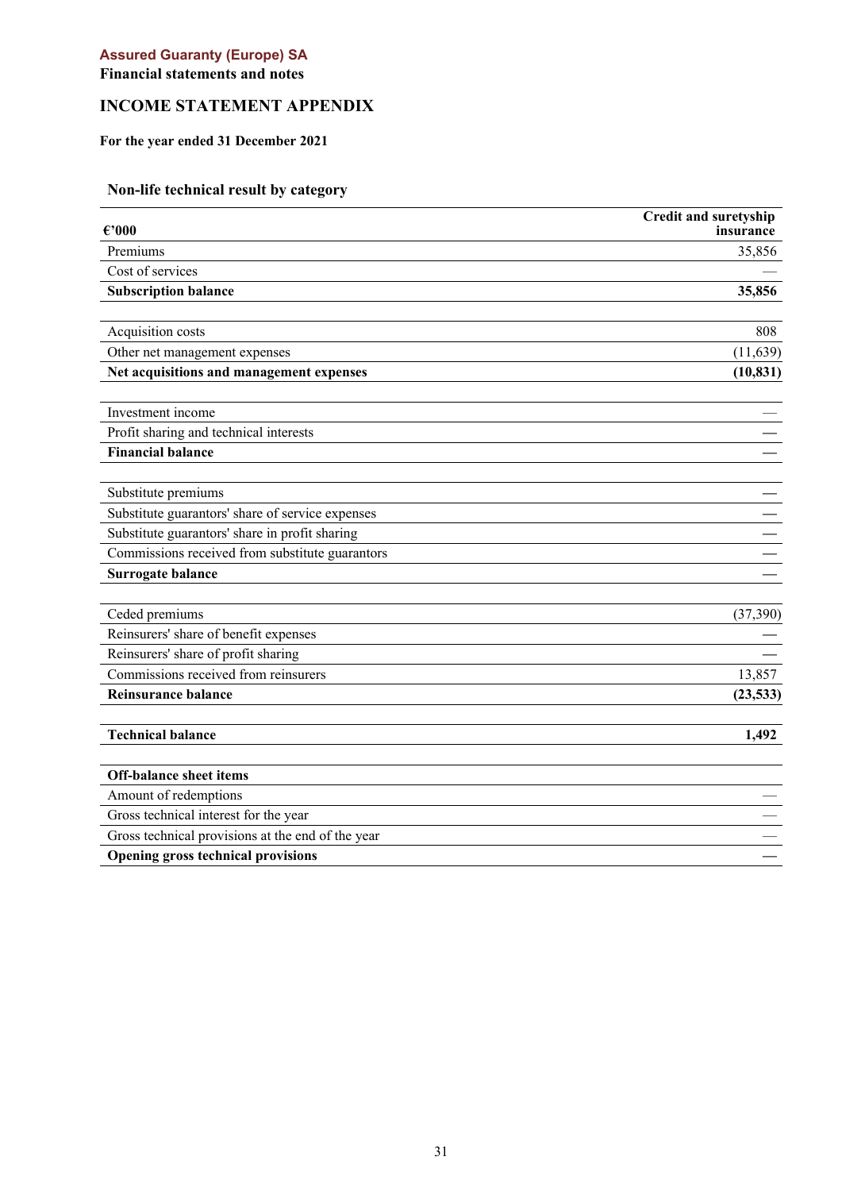Assured Guaranty (Europe) SA

**Financial statements and notes**

## INCOME STATEMENT APPENDIX

**For the year ended 31 December 2021**

### Non-life technical result by category

| €'000 | Credit and suretyship insurance |
|---|---|
| Premiums | 35,856 |
| Cost of services | — |
| **Subscription balance** | **35,856** |
| | |
| Acquisition costs | 808 |
| Other net management expenses | (11,639) |
| **Net acquisitions and management expenses** | **(10,831)** |
| | |
| Investment income | — |
| Profit sharing and technical interests | — |
| **Financial balance** | **—** |
| | |
| Substitute premiums | — |
| Substitute guarantors' share of service expenses | — |
| Substitute guarantors' share in profit sharing | — |
| Commissions received from substitute guarantors | — |
| **Surrogate balance** | **—** |
| | |
| Ceded premiums | (37,390) |
| Reinsurers' share of benefit expenses | — |
| Reinsurers' share of profit sharing | — |
| Commissions received from reinsurers | 13,857 |
| **Reinsurance balance** | **(23,533)** |
| | |
| **Technical balance** | **1,492** |
| | |
| **Off-balance sheet items** | |
| Amount of redemptions | — |
| Gross technical interest for the year | — |
| Gross technical provisions at the end of the year | — |
| **Opening gross technical provisions** | **—** |